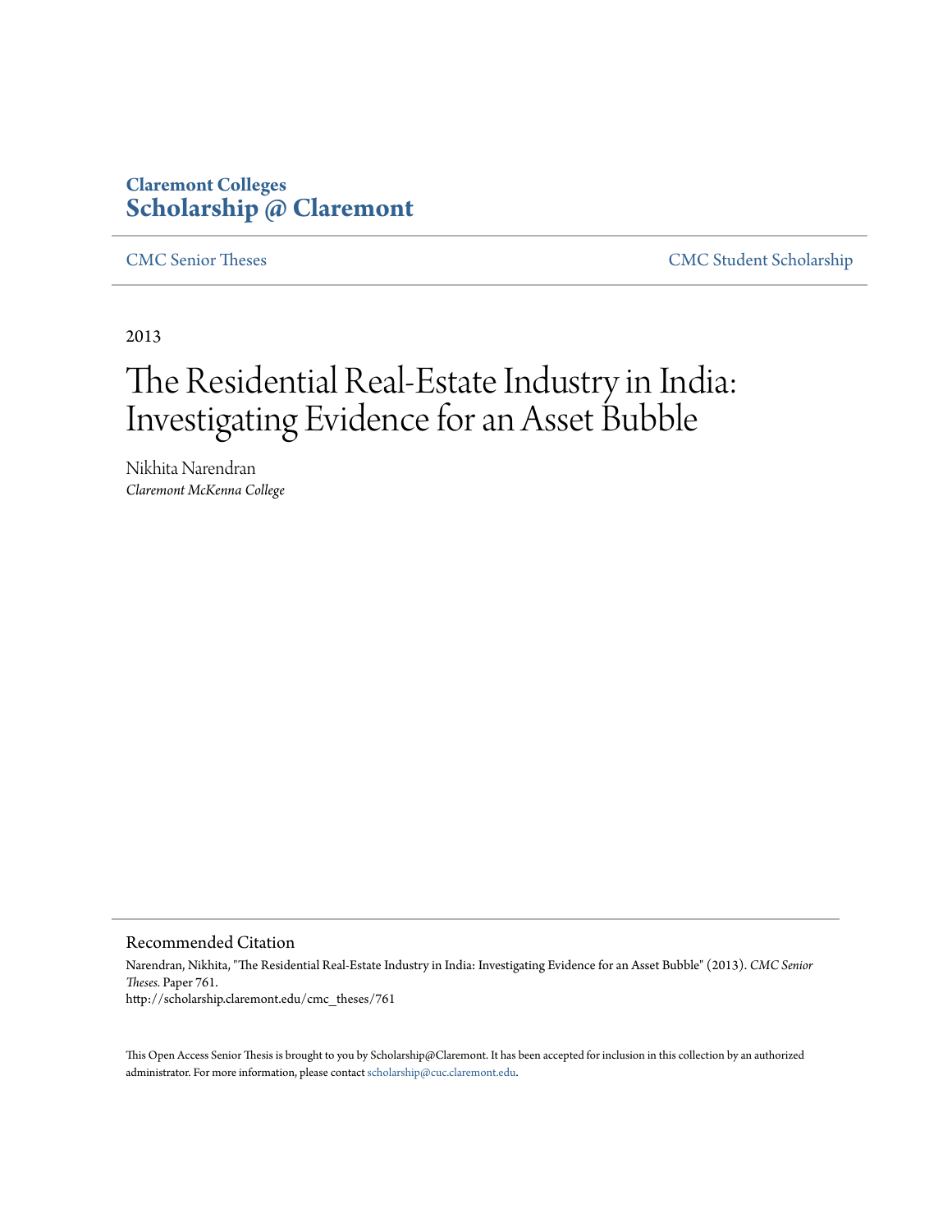**Claremont Colleges**
**Scholarship @ Claremont**

CMC Senior Theses | CMC Student Scholarship

2013

# The Residential Real-Estate Industry in India: Investigating Evidence for an Asset Bubble

Nikhita Narendran
*Claremont McKenna College*

## Recommended Citation

Narendran, Nikhita, "The Residential Real-Estate Industry in India: Investigating Evidence for an Asset Bubble" (2013). *CMC Senior Theses.* Paper 761.
http://scholarship.claremont.edu/cmc_theses/761

This Open Access Senior Thesis is brought to you by Scholarship@Claremont. It has been accepted for inclusion in this collection by an authorized administrator. For more information, please contact scholarship@cuc.claremont.edu.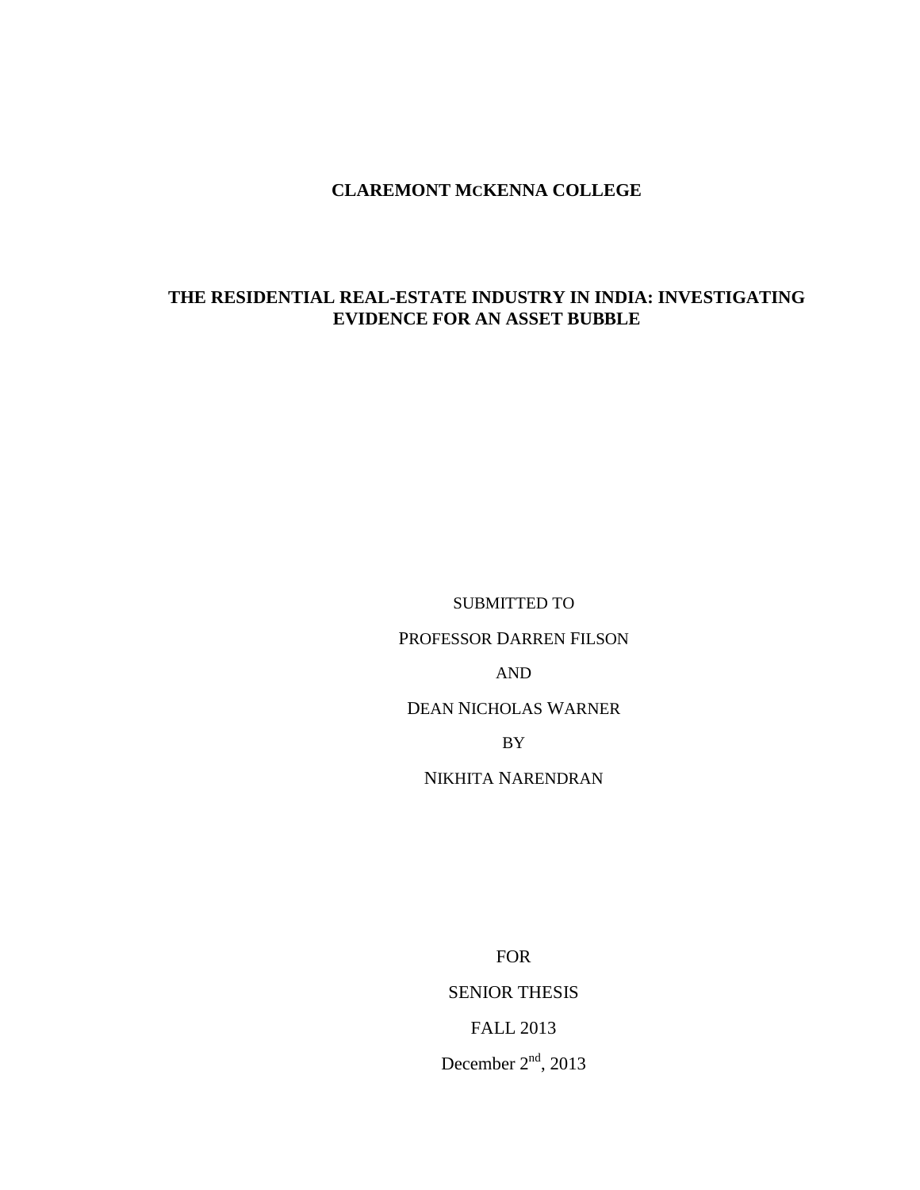**CLAREMONT McKENNA COLLEGE**

**THE RESIDENTIAL REAL-ESTATE INDUSTRY IN INDIA: INVESTIGATING EVIDENCE FOR AN ASSET BUBBLE**

SUBMITTED TO

PROFESSOR DARREN FILSON

AND

DEAN NICHOLAS WARNER

BY

NIKHITA NARENDRAN

FOR

SENIOR THESIS

FALL 2013

December 2nd, 2013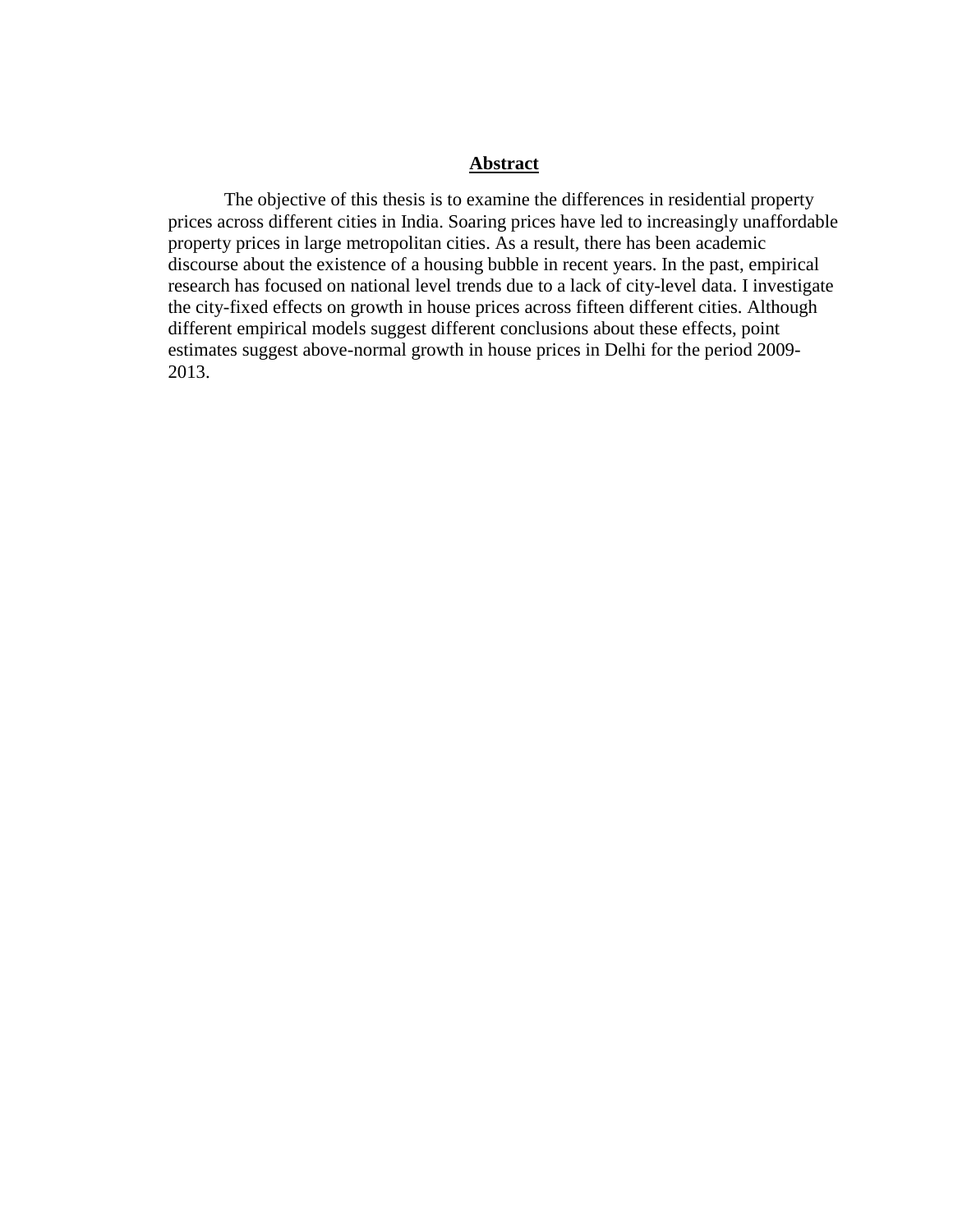## Abstract

The objective of this thesis is to examine the differences in residential property prices across different cities in India. Soaring prices have led to increasingly unaffordable property prices in large metropolitan cities. As a result, there has been academic discourse about the existence of a housing bubble in recent years. In the past, empirical research has focused on national level trends due to a lack of city-level data. I investigate the city-fixed effects on growth in house prices across fifteen different cities. Although different empirical models suggest different conclusions about these effects, point estimates suggest above-normal growth in house prices in Delhi for the period 2009-2013.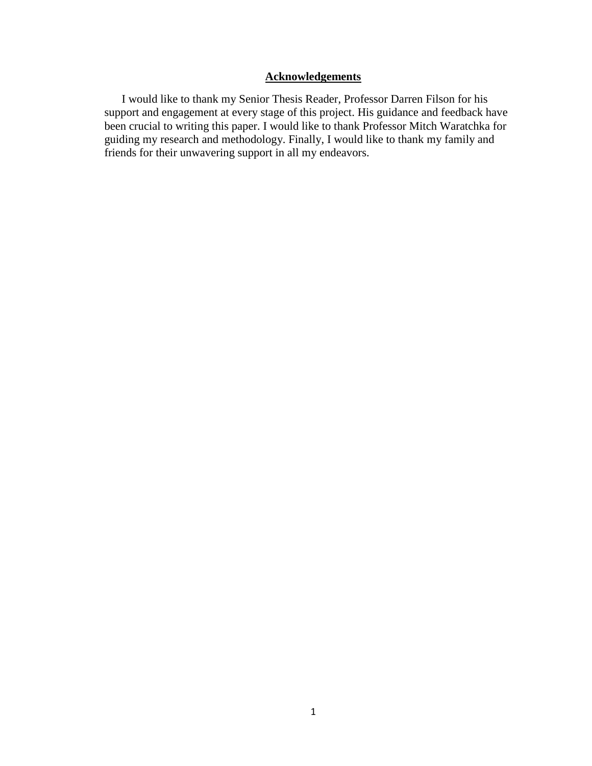## Acknowledgements

I would like to thank my Senior Thesis Reader, Professor Darren Filson for his support and engagement at every stage of this project. His guidance and feedback have been crucial to writing this paper. I would like to thank Professor Mitch Waratchka for guiding my research and methodology. Finally, I would like to thank my family and friends for their unwavering support in all my endeavors.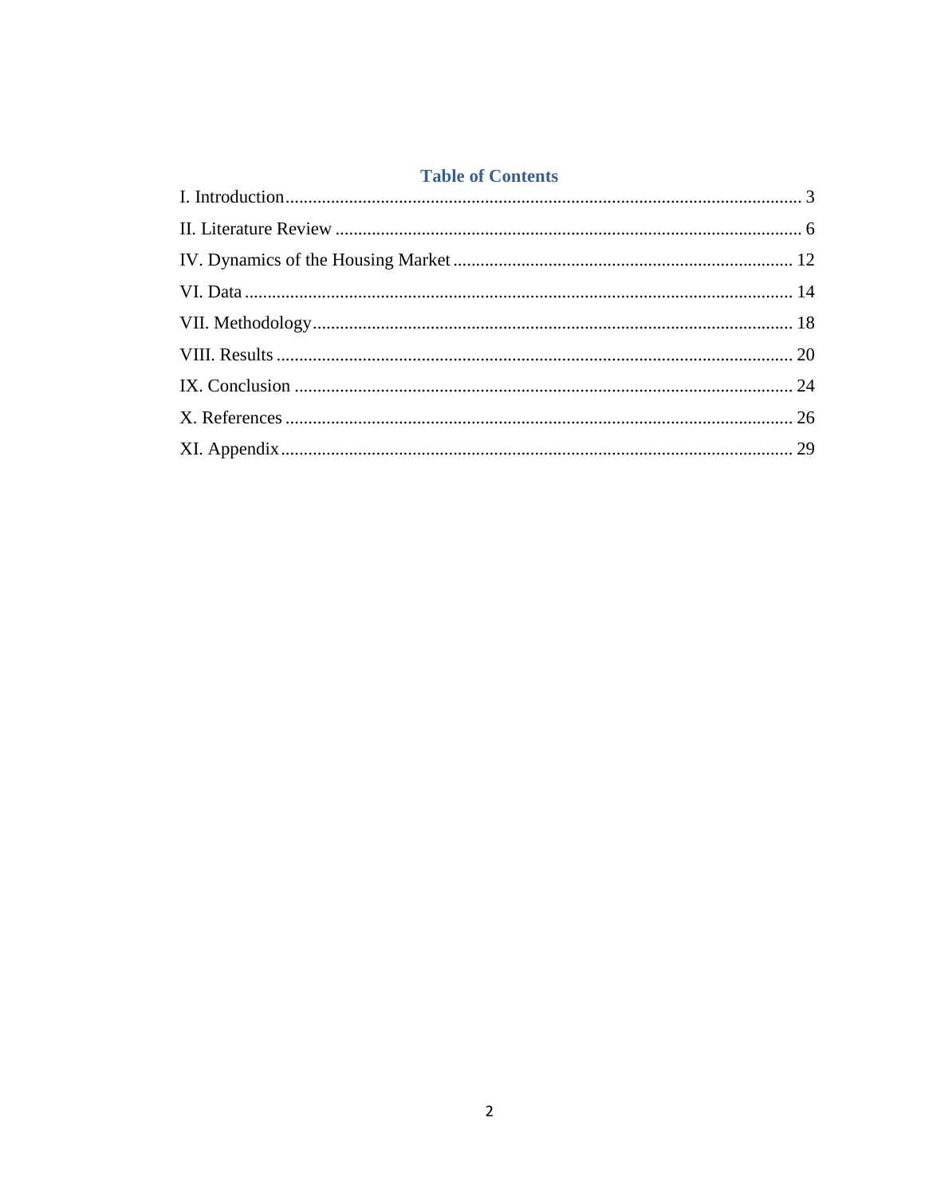## Table of Contents

I. Introduction ........................................................................................................ 3

II. Literature Review ............................................................................................. 6

IV. Dynamics of the Housing Market ................................................................... 12

VI. Data ................................................................................................................. 14

VII. Methodology .................................................................................................. 18

VIII. Results .......................................................................................................... 20

IX. Conclusion ...................................................................................................... 24

X. References ......................................................................................................... 26

XI. Appendix .......................................................................................................... 29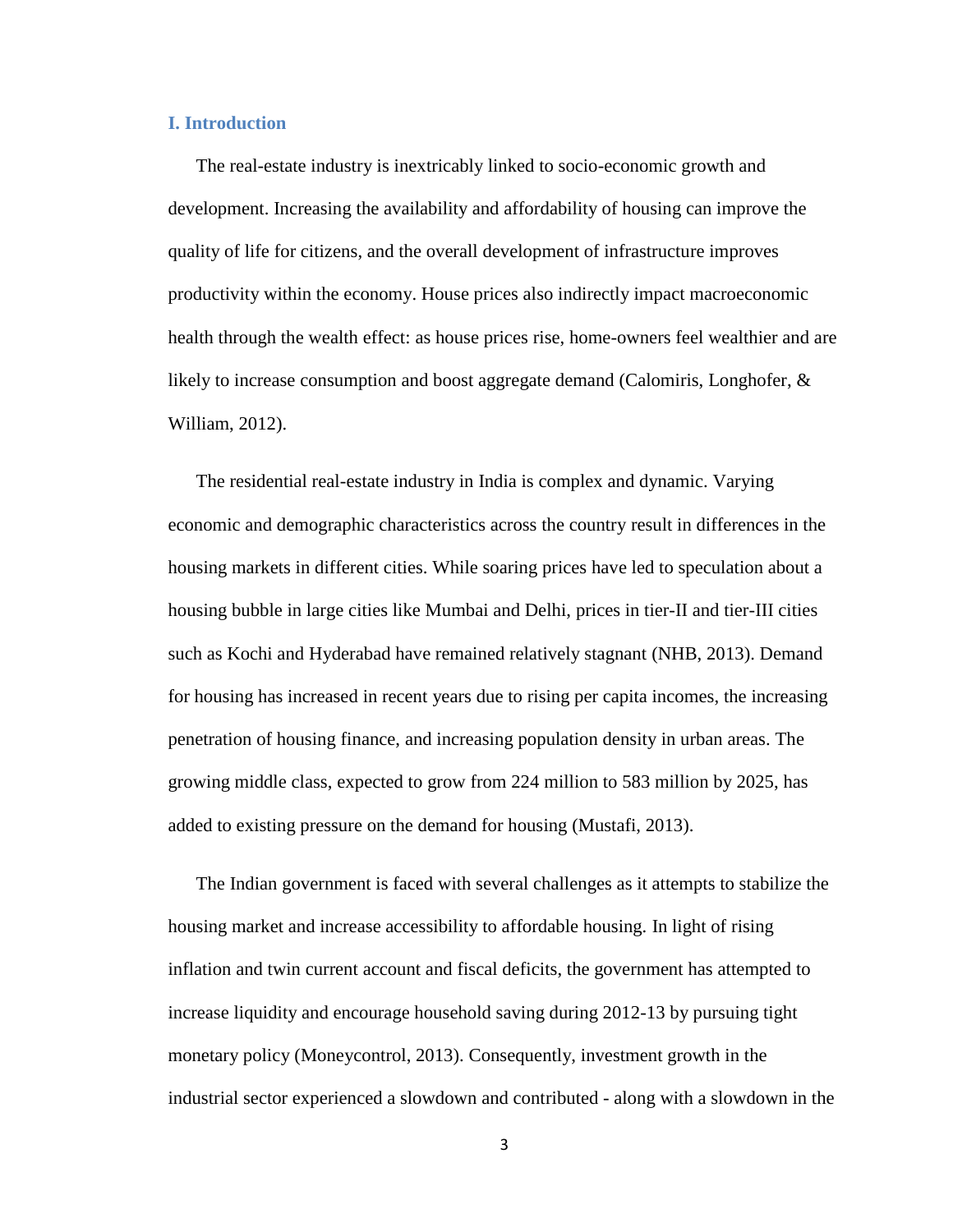## I. Introduction

The real-estate industry is inextricably linked to socio-economic growth and development. Increasing the availability and affordability of housing can improve the quality of life for citizens, and the overall development of infrastructure improves productivity within the economy. House prices also indirectly impact macroeconomic health through the wealth effect: as house prices rise, home-owners feel wealthier and are likely to increase consumption and boost aggregate demand (Calomiris, Longhofer, & William, 2012).

The residential real-estate industry in India is complex and dynamic. Varying economic and demographic characteristics across the country result in differences in the housing markets in different cities. While soaring prices have led to speculation about a housing bubble in large cities like Mumbai and Delhi, prices in tier-II and tier-III cities such as Kochi and Hyderabad have remained relatively stagnant (NHB, 2013). Demand for housing has increased in recent years due to rising per capita incomes, the increasing penetration of housing finance, and increasing population density in urban areas. The growing middle class, expected to grow from 224 million to 583 million by 2025, has added to existing pressure on the demand for housing (Mustafi, 2013).

The Indian government is faced with several challenges as it attempts to stabilize the housing market and increase accessibility to affordable housing. In light of rising inflation and twin current account and fiscal deficits, the government has attempted to increase liquidity and encourage household saving during 2012-13 by pursuing tight monetary policy (Moneycontrol, 2013). Consequently, investment growth in the industrial sector experienced a slowdown and contributed - along with a slowdown in the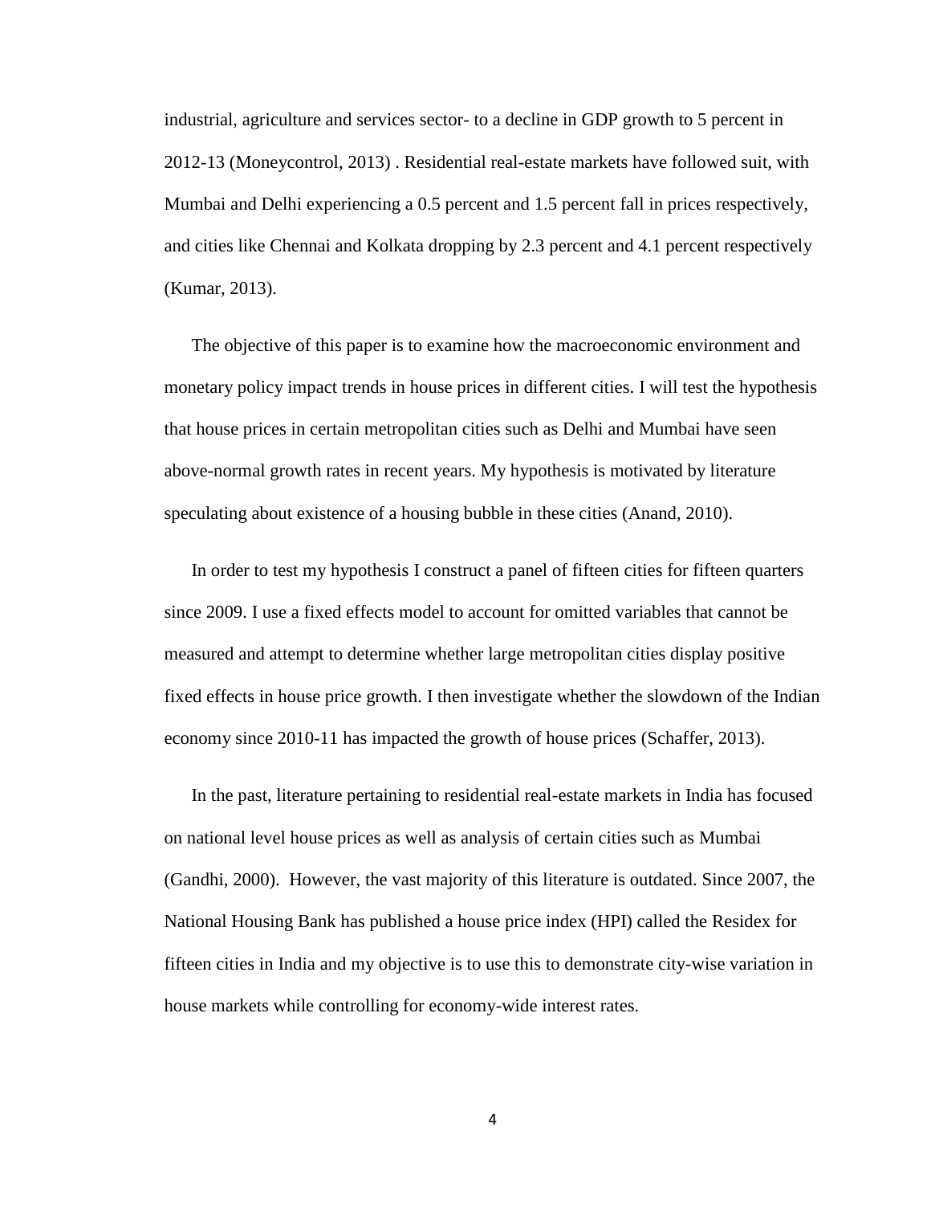industrial, agriculture and services sector- to a decline in GDP growth to 5 percent in 2012-13 (Moneycontrol, 2013) . Residential real-estate markets have followed suit, with Mumbai and Delhi experiencing a 0.5 percent and 1.5 percent fall in prices respectively, and cities like Chennai and Kolkata dropping by 2.3 percent and 4.1 percent respectively (Kumar, 2013).

The objective of this paper is to examine how the macroeconomic environment and monetary policy impact trends in house prices in different cities. I will test the hypothesis that house prices in certain metropolitan cities such as Delhi and Mumbai have seen above-normal growth rates in recent years. My hypothesis is motivated by literature speculating about existence of a housing bubble in these cities (Anand, 2010).

In order to test my hypothesis I construct a panel of fifteen cities for fifteen quarters since 2009. I use a fixed effects model to account for omitted variables that cannot be measured and attempt to determine whether large metropolitan cities display positive fixed effects in house price growth. I then investigate whether the slowdown of the Indian economy since 2010-11 has impacted the growth of house prices (Schaffer, 2013).

In the past, literature pertaining to residential real-estate markets in India has focused on national level house prices as well as analysis of certain cities such as Mumbai (Gandhi, 2000). However, the vast majority of this literature is outdated. Since 2007, the National Housing Bank has published a house price index (HPI) called the Residex for fifteen cities in India and my objective is to use this to demonstrate city-wise variation in house markets while controlling for economy-wide interest rates.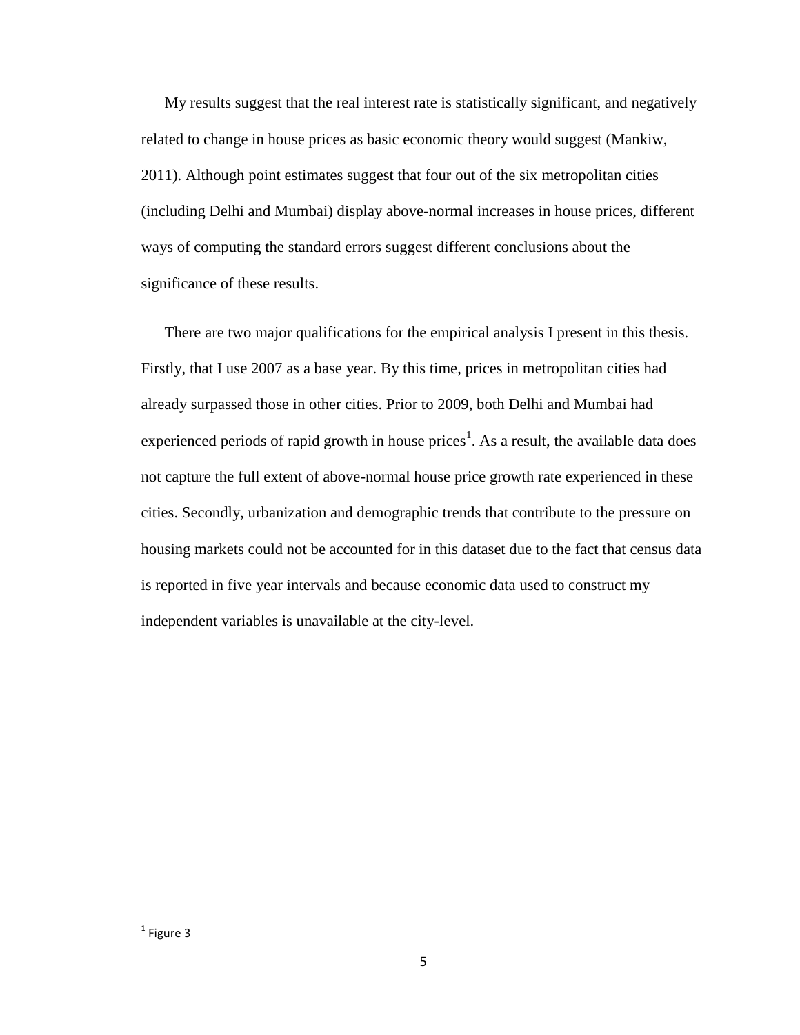My results suggest that the real interest rate is statistically significant, and negatively related to change in house prices as basic economic theory would suggest (Mankiw, 2011). Although point estimates suggest that four out of the six metropolitan cities (including Delhi and Mumbai) display above-normal increases in house prices, different ways of computing the standard errors suggest different conclusions about the significance of these results.

There are two major qualifications for the empirical analysis I present in this thesis. Firstly, that I use 2007 as a base year. By this time, prices in metropolitan cities had already surpassed those in other cities. Prior to 2009, both Delhi and Mumbai had experienced periods of rapid growth in house prices[1]. As a result, the available data does not capture the full extent of above-normal house price growth rate experienced in these cities. Secondly, urbanization and demographic trends that contribute to the pressure on housing markets could not be accounted for in this dataset due to the fact that census data is reported in five year intervals and because economic data used to construct my independent variables is unavailable at the city-level.

[1] Figure 3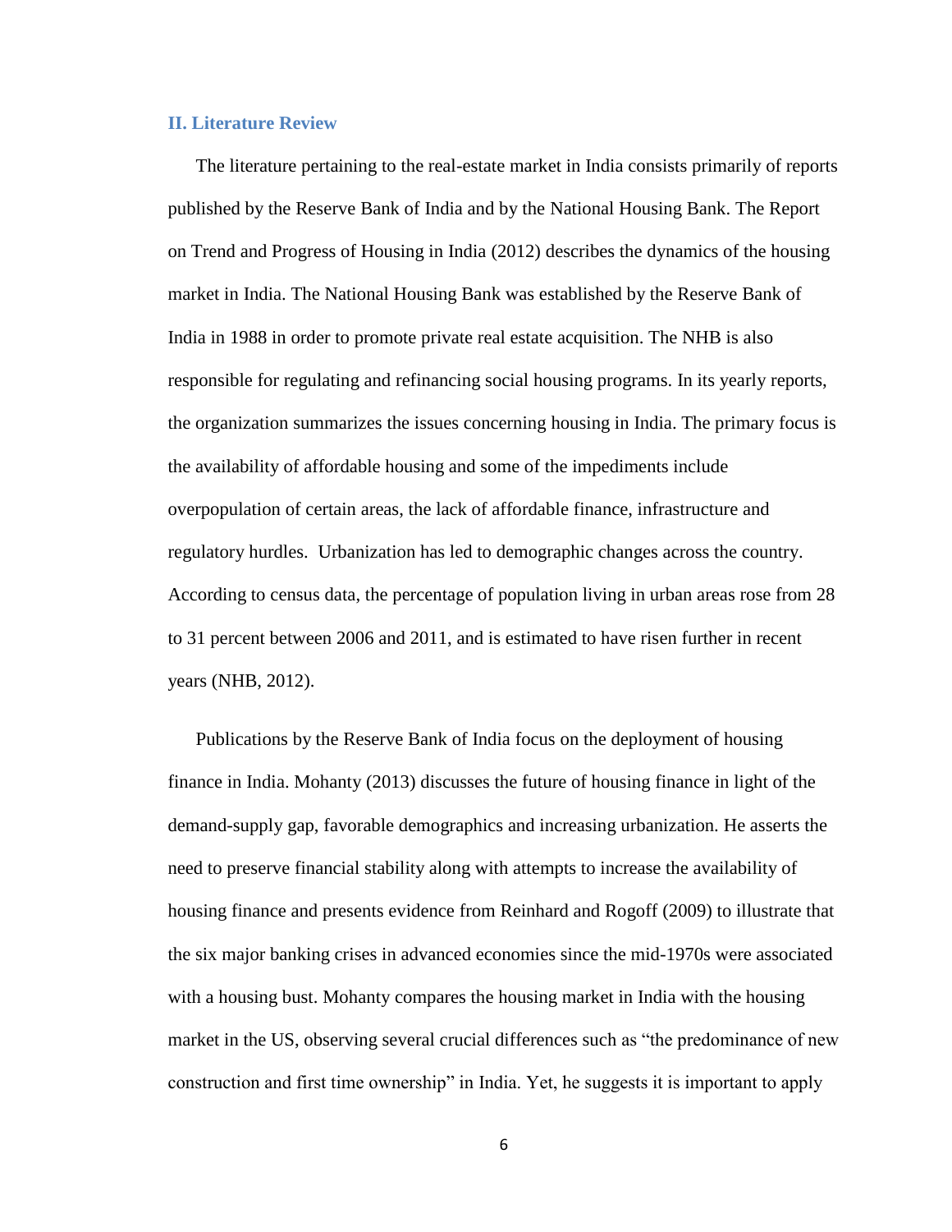## II. Literature Review

The literature pertaining to the real-estate market in India consists primarily of reports published by the Reserve Bank of India and by the National Housing Bank. The Report on Trend and Progress of Housing in India (2012) describes the dynamics of the housing market in India. The National Housing Bank was established by the Reserve Bank of India in 1988 in order to promote private real estate acquisition. The NHB is also responsible for regulating and refinancing social housing programs. In its yearly reports, the organization summarizes the issues concerning housing in India. The primary focus is the availability of affordable housing and some of the impediments include overpopulation of certain areas, the lack of affordable finance, infrastructure and regulatory hurdles. Urbanization has led to demographic changes across the country. According to census data, the percentage of population living in urban areas rose from 28 to 31 percent between 2006 and 2011, and is estimated to have risen further in recent years (NHB, 2012).

Publications by the Reserve Bank of India focus on the deployment of housing finance in India. Mohanty (2013) discusses the future of housing finance in light of the demand-supply gap, favorable demographics and increasing urbanization. He asserts the need to preserve financial stability along with attempts to increase the availability of housing finance and presents evidence from Reinhard and Rogoff (2009) to illustrate that the six major banking crises in advanced economies since the mid-1970s were associated with a housing bust. Mohanty compares the housing market in India with the housing market in the US, observing several crucial differences such as "the predominance of new construction and first time ownership" in India. Yet, he suggests it is important to apply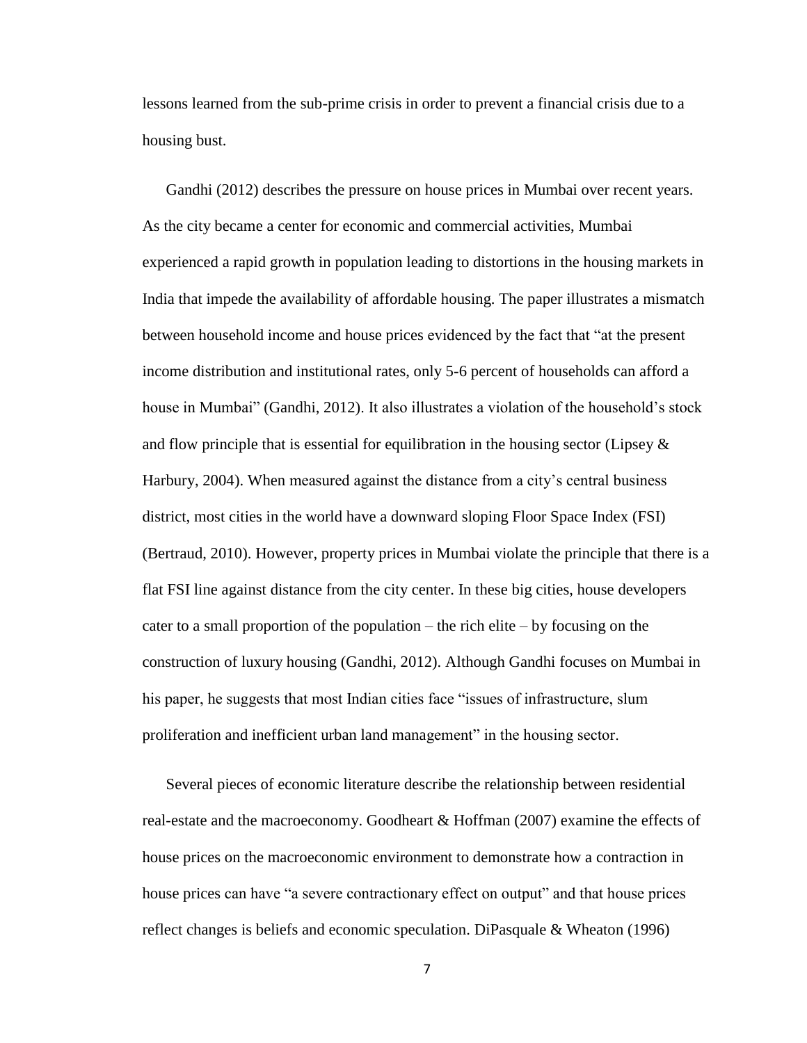lessons learned from the sub-prime crisis in order to prevent a financial crisis due to a housing bust.

Gandhi (2012) describes the pressure on house prices in Mumbai over recent years. As the city became a center for economic and commercial activities, Mumbai experienced a rapid growth in population leading to distortions in the housing markets in India that impede the availability of affordable housing. The paper illustrates a mismatch between household income and house prices evidenced by the fact that "at the present income distribution and institutional rates, only 5-6 percent of households can afford a house in Mumbai" (Gandhi, 2012). It also illustrates a violation of the household's stock and flow principle that is essential for equilibration in the housing sector (Lipsey & Harbury, 2004). When measured against the distance from a city's central business district, most cities in the world have a downward sloping Floor Space Index (FSI) (Bertraud, 2010). However, property prices in Mumbai violate the principle that there is a flat FSI line against distance from the city center. In these big cities, house developers cater to a small proportion of the population – the rich elite – by focusing on the construction of luxury housing (Gandhi, 2012). Although Gandhi focuses on Mumbai in his paper, he suggests that most Indian cities face "issues of infrastructure, slum proliferation and inefficient urban land management" in the housing sector.

Several pieces of economic literature describe the relationship between residential real-estate and the macroeconomy. Goodheart & Hoffman (2007) examine the effects of house prices on the macroeconomic environment to demonstrate how a contraction in house prices can have "a severe contractionary effect on output" and that house prices reflect changes is beliefs and economic speculation. DiPasquale & Wheaton (1996)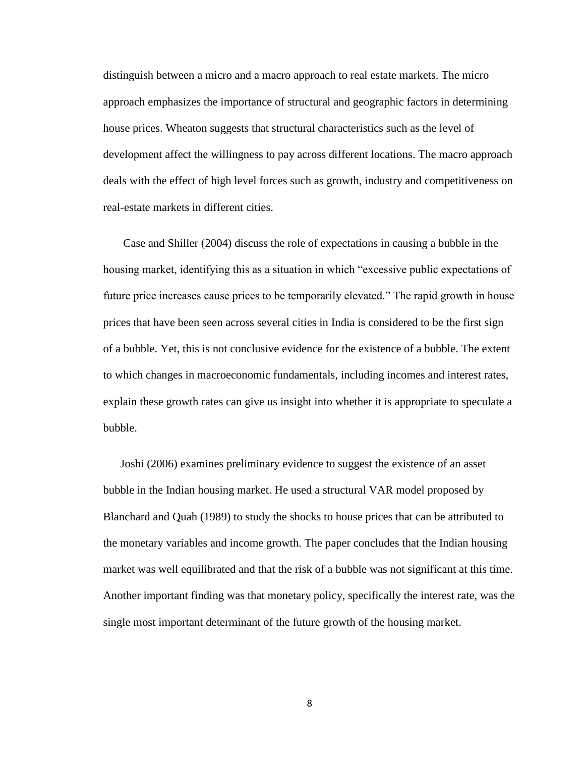distinguish between a micro and a macro approach to real estate markets. The micro approach emphasizes the importance of structural and geographic factors in determining house prices. Wheaton suggests that structural characteristics such as the level of development affect the willingness to pay across different locations. The macro approach deals with the effect of high level forces such as growth, industry and competitiveness on real-estate markets in different cities.

Case and Shiller (2004) discuss the role of expectations in causing a bubble in the housing market, identifying this as a situation in which "excessive public expectations of future price increases cause prices to be temporarily elevated." The rapid growth in house prices that have been seen across several cities in India is considered to be the first sign of a bubble. Yet, this is not conclusive evidence for the existence of a bubble. The extent to which changes in macroeconomic fundamentals, including incomes and interest rates, explain these growth rates can give us insight into whether it is appropriate to speculate a bubble.

Joshi (2006) examines preliminary evidence to suggest the existence of an asset bubble in the Indian housing market. He used a structural VAR model proposed by Blanchard and Quah (1989) to study the shocks to house prices that can be attributed to the monetary variables and income growth. The paper concludes that the Indian housing market was well equilibrated and that the risk of a bubble was not significant at this time. Another important finding was that monetary policy, specifically the interest rate, was the single most important determinant of the future growth of the housing market.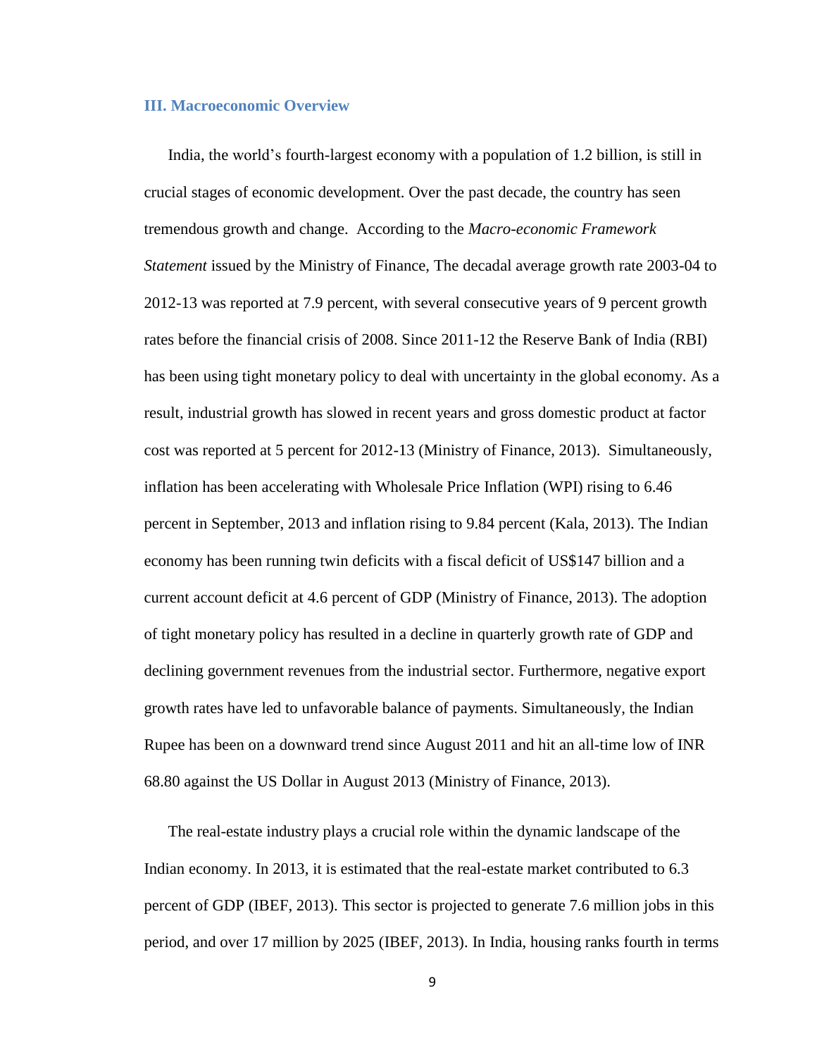### III. Macroeconomic Overview

India, the world's fourth-largest economy with a population of 1.2 billion, is still in crucial stages of economic development. Over the past decade, the country has seen tremendous growth and change. According to the *Macro-economic Framework Statement* issued by the Ministry of Finance, The decadal average growth rate 2003-04 to 2012-13 was reported at 7.9 percent, with several consecutive years of 9 percent growth rates before the financial crisis of 2008. Since 2011-12 the Reserve Bank of India (RBI) has been using tight monetary policy to deal with uncertainty in the global economy. As a result, industrial growth has slowed in recent years and gross domestic product at factor cost was reported at 5 percent for 2012-13 (Ministry of Finance, 2013). Simultaneously, inflation has been accelerating with Wholesale Price Inflation (WPI) rising to 6.46 percent in September, 2013 and inflation rising to 9.84 percent (Kala, 2013). The Indian economy has been running twin deficits with a fiscal deficit of US$147 billion and a current account deficit at 4.6 percent of GDP (Ministry of Finance, 2013). The adoption of tight monetary policy has resulted in a decline in quarterly growth rate of GDP and declining government revenues from the industrial sector. Furthermore, negative export growth rates have led to unfavorable balance of payments. Simultaneously, the Indian Rupee has been on a downward trend since August 2011 and hit an all-time low of INR 68.80 against the US Dollar in August 2013 (Ministry of Finance, 2013).

The real-estate industry plays a crucial role within the dynamic landscape of the Indian economy. In 2013, it is estimated that the real-estate market contributed to 6.3 percent of GDP (IBEF, 2013). This sector is projected to generate 7.6 million jobs in this period, and over 17 million by 2025 (IBEF, 2013). In India, housing ranks fourth in terms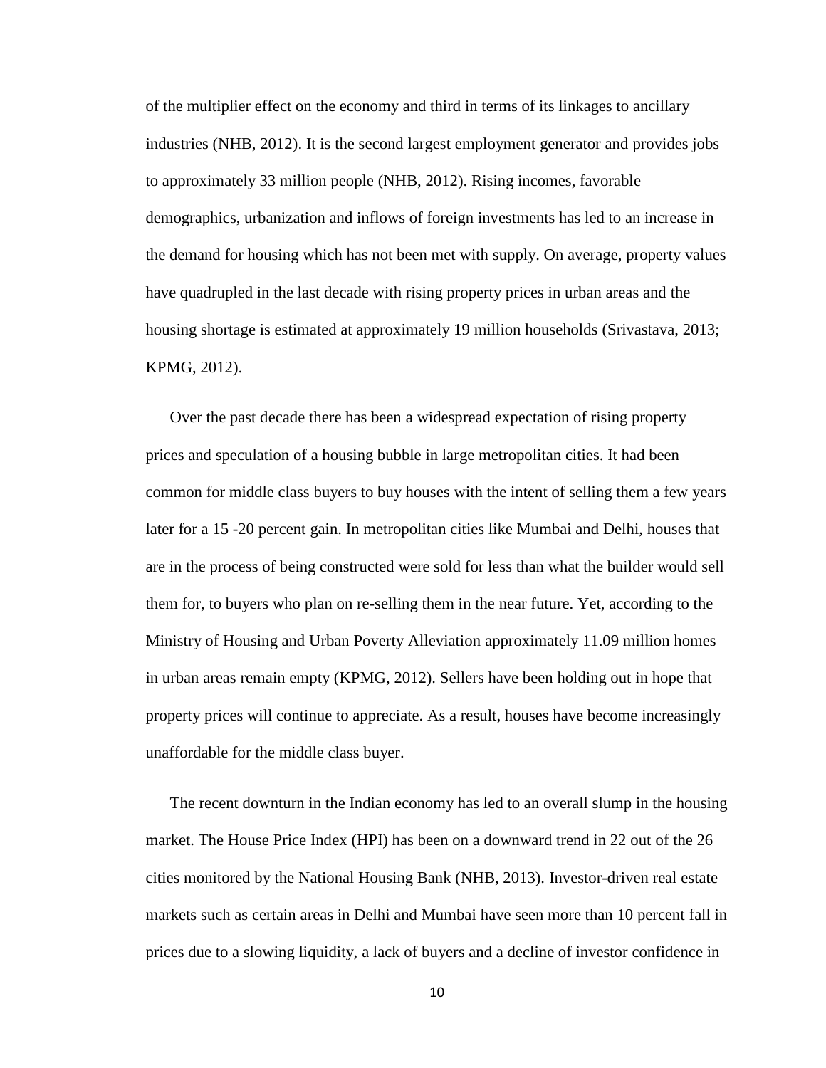of the multiplier effect on the economy and third in terms of its linkages to ancillary industries (NHB, 2012). It is the second largest employment generator and provides jobs to approximately 33 million people (NHB, 2012). Rising incomes, favorable demographics, urbanization and inflows of foreign investments has led to an increase in the demand for housing which has not been met with supply. On average, property values have quadrupled in the last decade with rising property prices in urban areas and the housing shortage is estimated at approximately 19 million households (Srivastava, 2013; KPMG, 2012).

Over the past decade there has been a widespread expectation of rising property prices and speculation of a housing bubble in large metropolitan cities. It had been common for middle class buyers to buy houses with the intent of selling them a few years later for a 15 -20 percent gain. In metropolitan cities like Mumbai and Delhi, houses that are in the process of being constructed were sold for less than what the builder would sell them for, to buyers who plan on re-selling them in the near future. Yet, according to the Ministry of Housing and Urban Poverty Alleviation approximately 11.09 million homes in urban areas remain empty (KPMG, 2012). Sellers have been holding out in hope that property prices will continue to appreciate. As a result, houses have become increasingly unaffordable for the middle class buyer.

The recent downturn in the Indian economy has led to an overall slump in the housing market. The House Price Index (HPI) has been on a downward trend in 22 out of the 26 cities monitored by the National Housing Bank (NHB, 2013). Investor-driven real estate markets such as certain areas in Delhi and Mumbai have seen more than 10 percent fall in prices due to a slowing liquidity, a lack of buyers and a decline of investor confidence in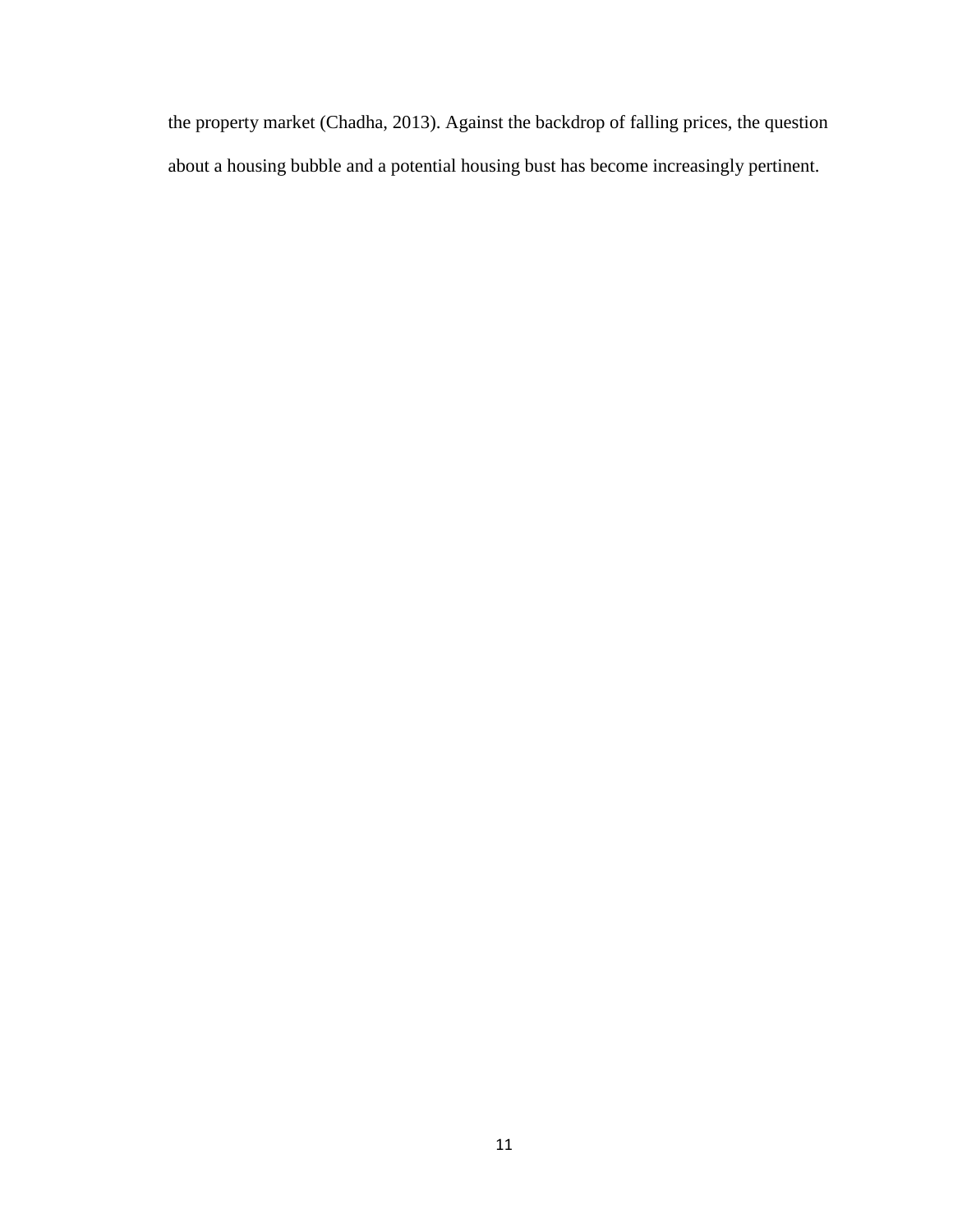the property market (Chadha, 2013). Against the backdrop of falling prices, the question about a housing bubble and a potential housing bust has become increasingly pertinent.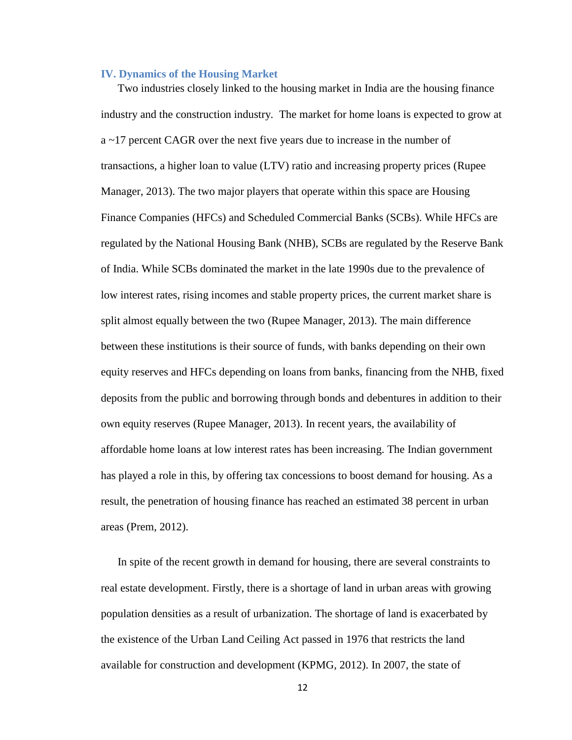## IV. Dynamics of the Housing Market

Two industries closely linked to the housing market in India are the housing finance industry and the construction industry. The market for home loans is expected to grow at a ~17 percent CAGR over the next five years due to increase in the number of transactions, a higher loan to value (LTV) ratio and increasing property prices (Rupee Manager, 2013). The two major players that operate within this space are Housing Finance Companies (HFCs) and Scheduled Commercial Banks (SCBs). While HFCs are regulated by the National Housing Bank (NHB), SCBs are regulated by the Reserve Bank of India. While SCBs dominated the market in the late 1990s due to the prevalence of low interest rates, rising incomes and stable property prices, the current market share is split almost equally between the two (Rupee Manager, 2013). The main difference between these institutions is their source of funds, with banks depending on their own equity reserves and HFCs depending on loans from banks, financing from the NHB, fixed deposits from the public and borrowing through bonds and debentures in addition to their own equity reserves (Rupee Manager, 2013). In recent years, the availability of affordable home loans at low interest rates has been increasing. The Indian government has played a role in this, by offering tax concessions to boost demand for housing. As a result, the penetration of housing finance has reached an estimated 38 percent in urban areas (Prem, 2012).

In spite of the recent growth in demand for housing, there are several constraints to real estate development. Firstly, there is a shortage of land in urban areas with growing population densities as a result of urbanization. The shortage of land is exacerbated by the existence of the Urban Land Ceiling Act passed in 1976 that restricts the land available for construction and development (KPMG, 2012). In 2007, the state of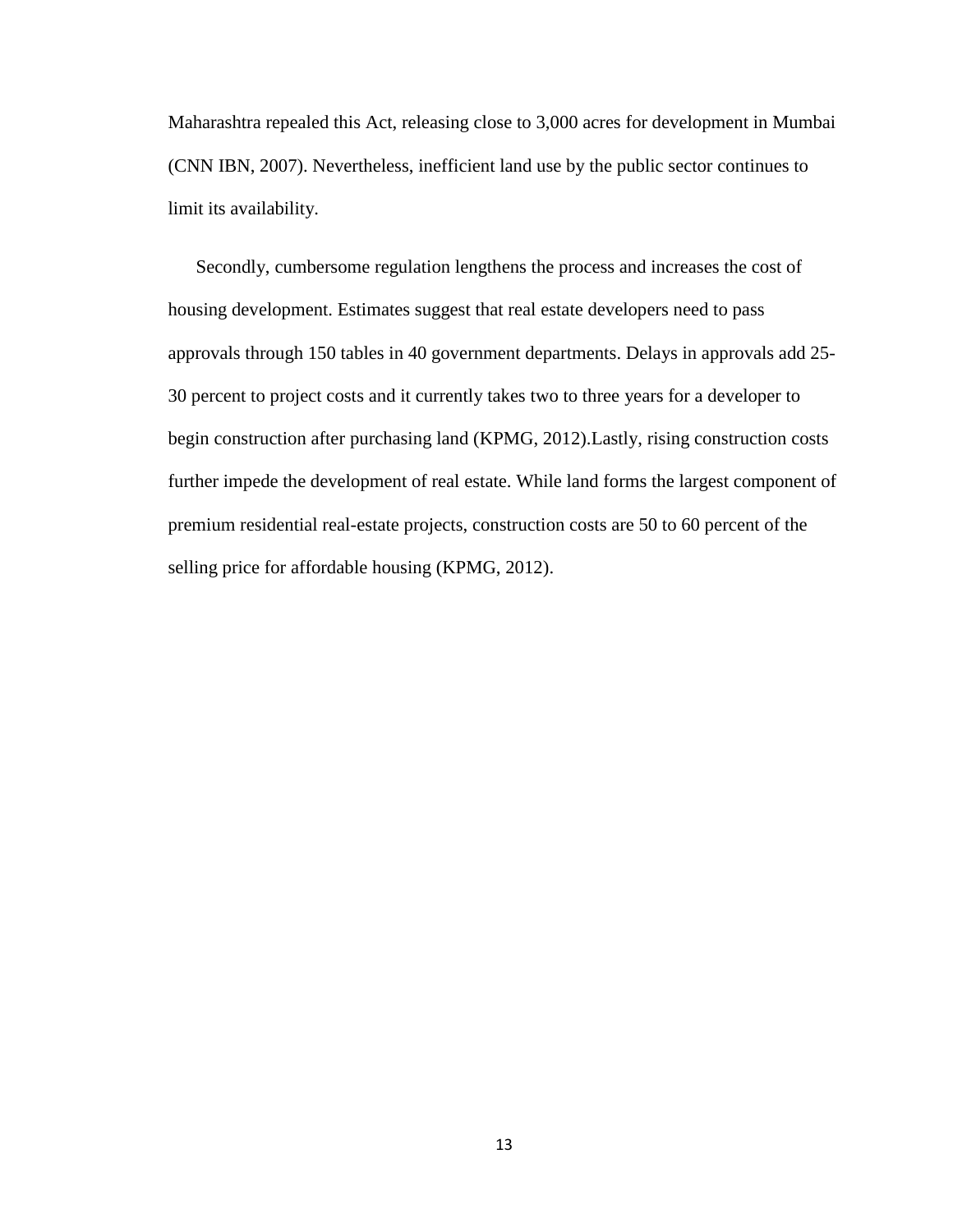Maharashtra repealed this Act, releasing close to 3,000 acres for development in Mumbai (CNN IBN, 2007). Nevertheless, inefficient land use by the public sector continues to limit its availability.

Secondly, cumbersome regulation lengthens the process and increases the cost of housing development. Estimates suggest that real estate developers need to pass approvals through 150 tables in 40 government departments. Delays in approvals add 25-30 percent to project costs and it currently takes two to three years for a developer to begin construction after purchasing land (KPMG, 2012).Lastly, rising construction costs further impede the development of real estate. While land forms the largest component of premium residential real-estate projects, construction costs are 50 to 60 percent of the selling price for affordable housing (KPMG, 2012).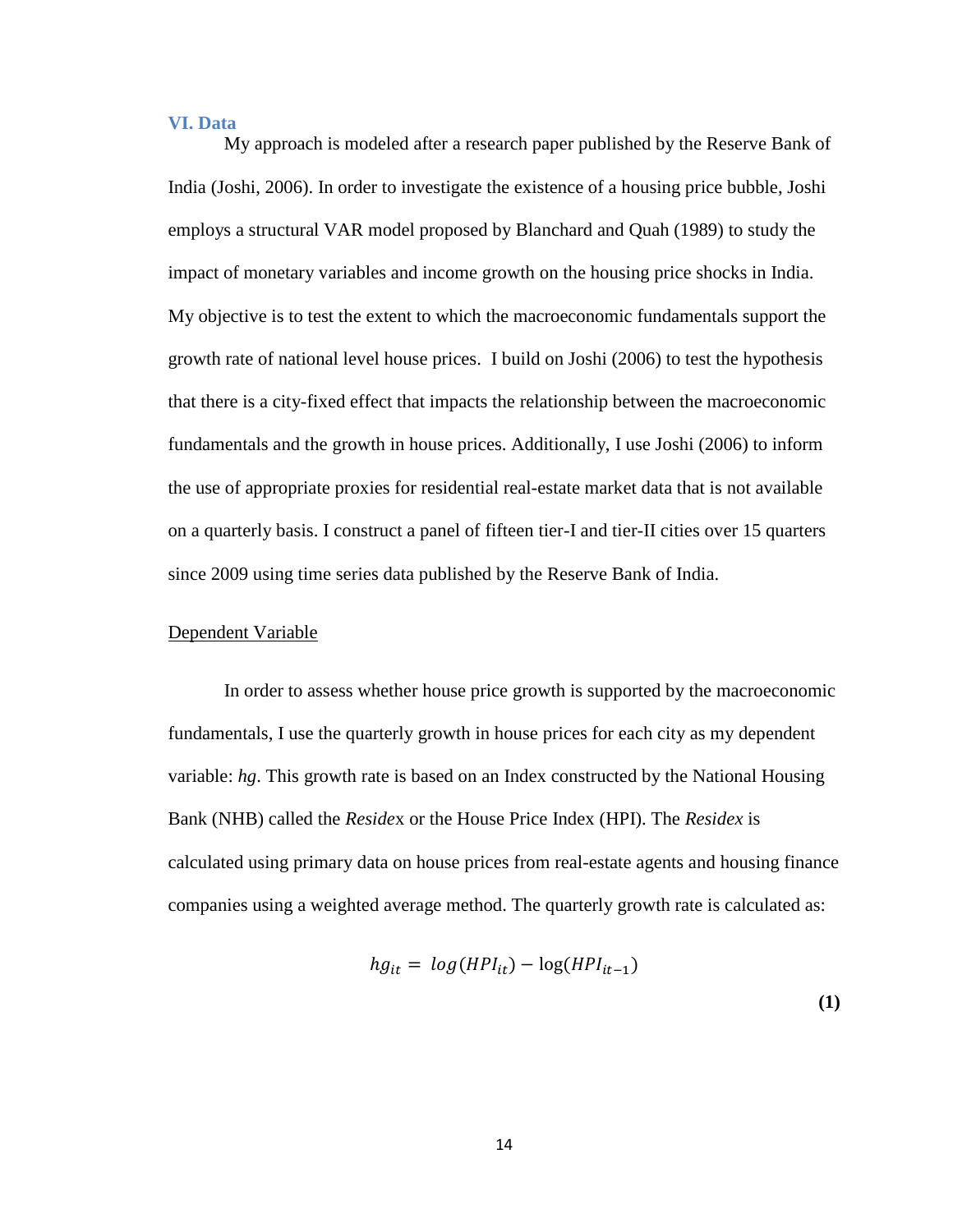## VI. Data

My approach is modeled after a research paper published by the Reserve Bank of India (Joshi, 2006). In order to investigate the existence of a housing price bubble, Joshi employs a structural VAR model proposed by Blanchard and Quah (1989) to study the impact of monetary variables and income growth on the housing price shocks in India. My objective is to test the extent to which the macroeconomic fundamentals support the growth rate of national level house prices. I build on Joshi (2006) to test the hypothesis that there is a city-fixed effect that impacts the relationship between the macroeconomic fundamentals and the growth in house prices. Additionally, I use Joshi (2006) to inform the use of appropriate proxies for residential real-estate market data that is not available on a quarterly basis. I construct a panel of fifteen tier-I and tier-II cities over 15 quarters since 2009 using time series data published by the Reserve Bank of India.

Dependent Variable

In order to assess whether house price growth is supported by the macroeconomic fundamentals, I use the quarterly growth in house prices for each city as my dependent variable: *hg*. This growth rate is based on an Index constructed by the National Housing Bank (NHB) called the *Residex* or the House Price Index (HPI). The *Residex* is calculated using primary data on house prices from real-estate agents and housing finance companies using a weighted average method. The quarterly growth rate is calculated as:

$$hg_{it} = log(HPI_{it}) - \log(HPI_{it-1}) \tag{1}$$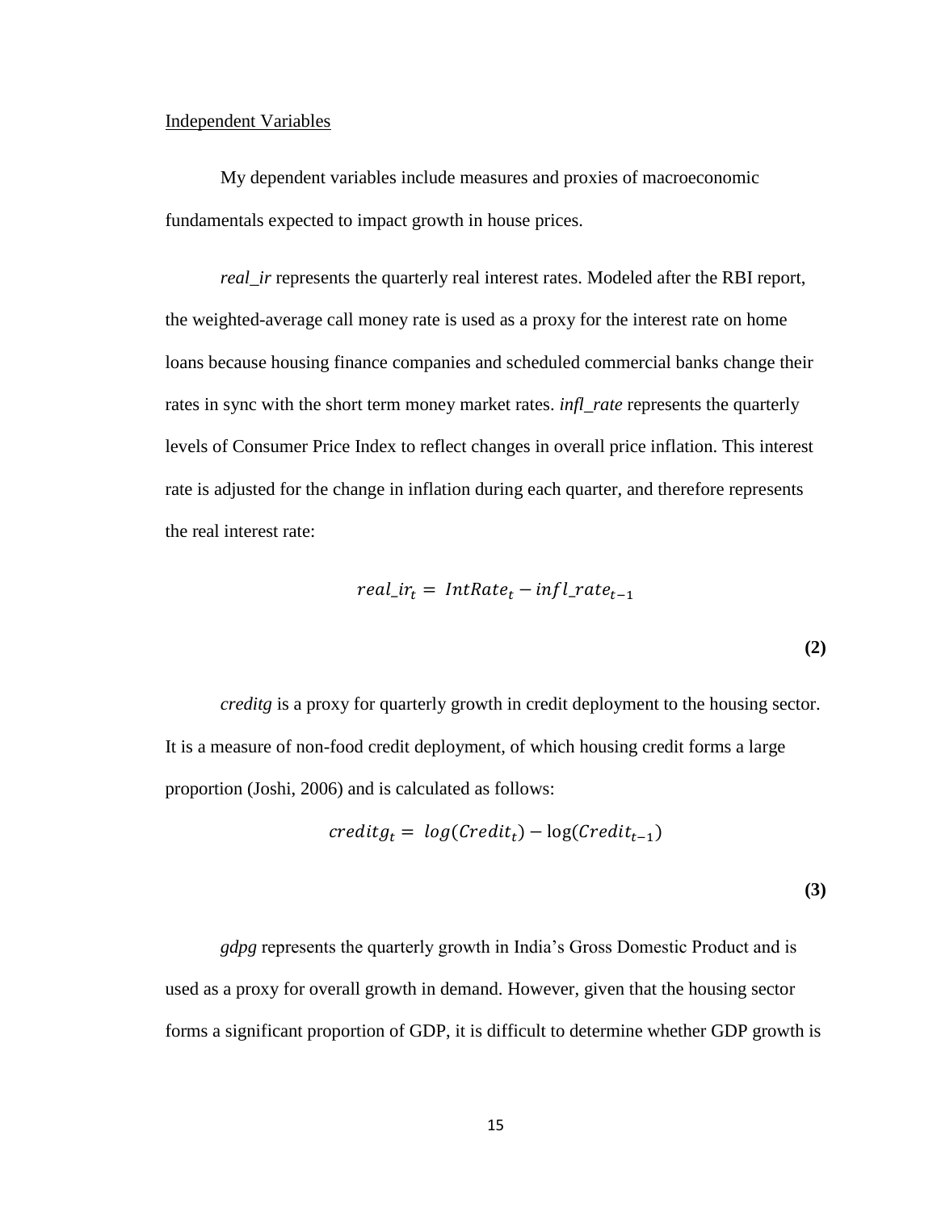Independent Variables

My dependent variables include measures and proxies of macroeconomic fundamentals expected to impact growth in house prices.

*real_ir* represents the quarterly real interest rates. Modeled after the RBI report, the weighted-average call money rate is used as a proxy for the interest rate on home loans because housing finance companies and scheduled commercial banks change their rates in sync with the short term money market rates. *infl_rate* represents the quarterly levels of Consumer Price Index to reflect changes in overall price inflation. This interest rate is adjusted for the change in inflation during each quarter, and therefore represents the real interest rate:

$$real\_ir_t = IntRate_t - infl\_rate_{t-1} \tag{2}$$

*creditg* is a proxy for quarterly growth in credit deployment to the housing sector. It is a measure of non-food credit deployment, of which housing credit forms a large proportion (Joshi, 2006) and is calculated as follows:

$$creditg_t = log(Credit_t) - \log(Credit_{t-1}) \tag{3}$$

*gdpg* represents the quarterly growth in India's Gross Domestic Product and is used as a proxy for overall growth in demand. However, given that the housing sector forms a significant proportion of GDP, it is difficult to determine whether GDP growth is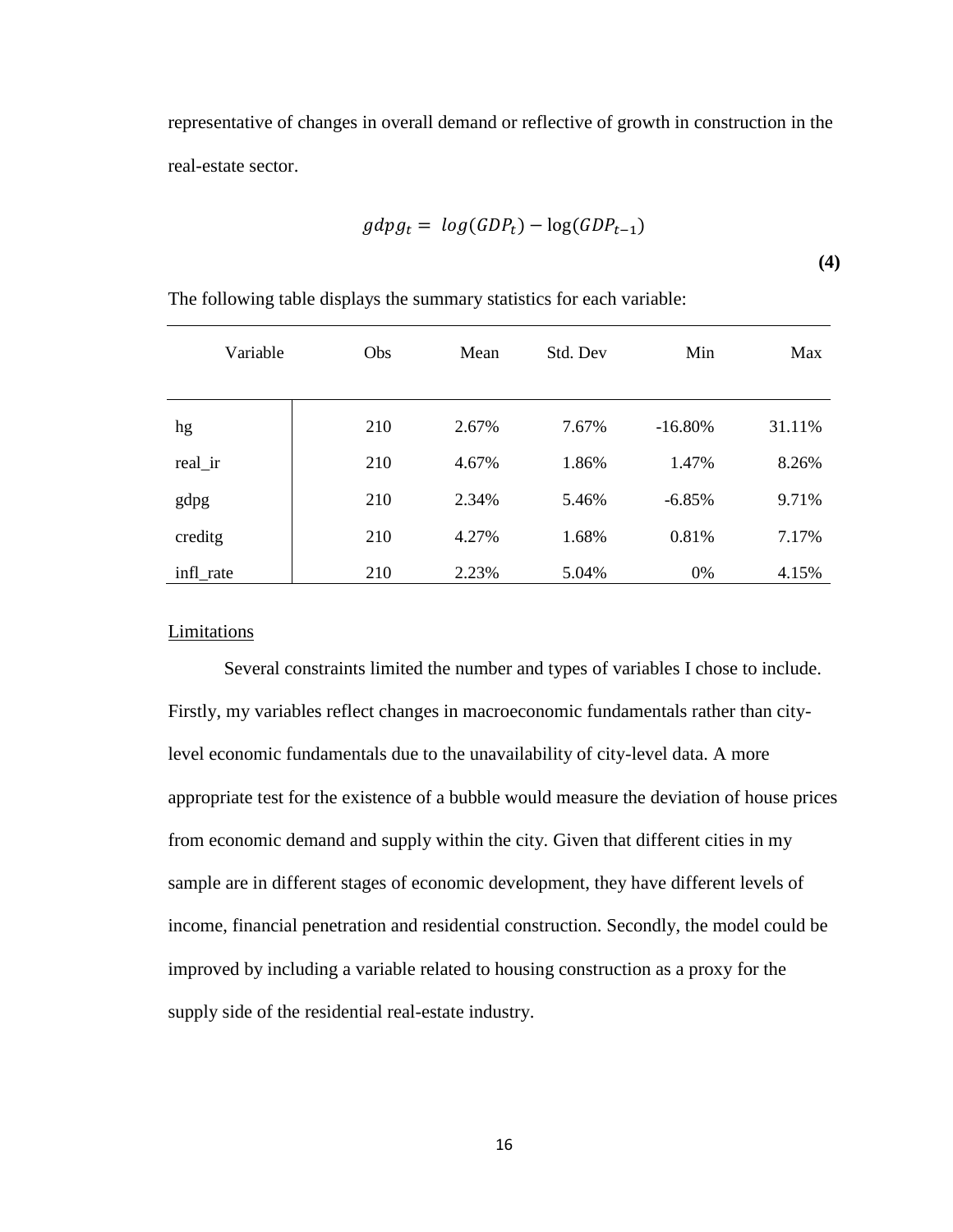representative of changes in overall demand or reflective of growth in construction in the real-estate sector.

$$gdpg_t = \log(GDP_t) - \log(GDP_{t-1}) \tag{4}$$

The following table displays the summary statistics for each variable:

| Variable | Obs | Mean | Std. Dev | Min | Max |
|---|---|---|---|---|---|
| hg | 210 | 2.67% | 7.67% | -16.80% | 31.11% |
| real_ir | 210 | 4.67% | 1.86% | 1.47% | 8.26% |
| gdpg | 210 | 2.34% | 5.46% | -6.85% | 9.71% |
| creditg | 210 | 4.27% | 1.68% | 0.81% | 7.17% |
| infl_rate | 210 | 2.23% | 5.04% | 0% | 4.15% |

<u>Limitations</u>

Several constraints limited the number and types of variables I chose to include. Firstly, my variables reflect changes in macroeconomic fundamentals rather than city-level economic fundamentals due to the unavailability of city-level data. A more appropriate test for the existence of a bubble would measure the deviation of house prices from economic demand and supply within the city. Given that different cities in my sample are in different stages of economic development, they have different levels of income, financial penetration and residential construction. Secondly, the model could be improved by including a variable related to housing construction as a proxy for the supply side of the residential real-estate industry.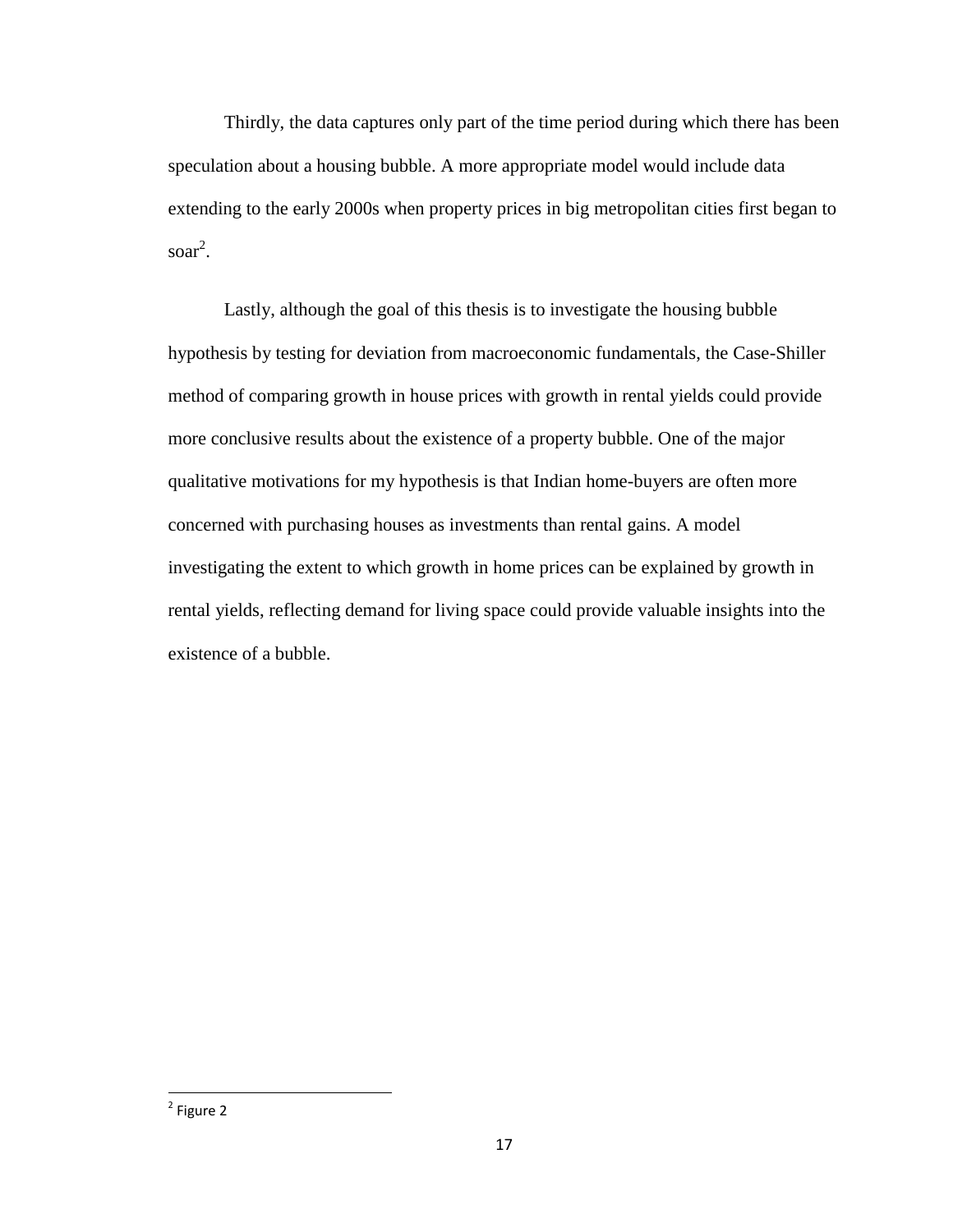Thirdly, the data captures only part of the time period during which there has been speculation about a housing bubble. A more appropriate model would include data extending to the early 2000s when property prices in big metropolitan cities first began to soar[2].

Lastly, although the goal of this thesis is to investigate the housing bubble hypothesis by testing for deviation from macroeconomic fundamentals, the Case-Shiller method of comparing growth in house prices with growth in rental yields could provide more conclusive results about the existence of a property bubble. One of the major qualitative motivations for my hypothesis is that Indian home-buyers are often more concerned with purchasing houses as investments than rental gains. A model investigating the extent to which growth in home prices can be explained by growth in rental yields, reflecting demand for living space could provide valuable insights into the existence of a bubble.

[2] Figure 2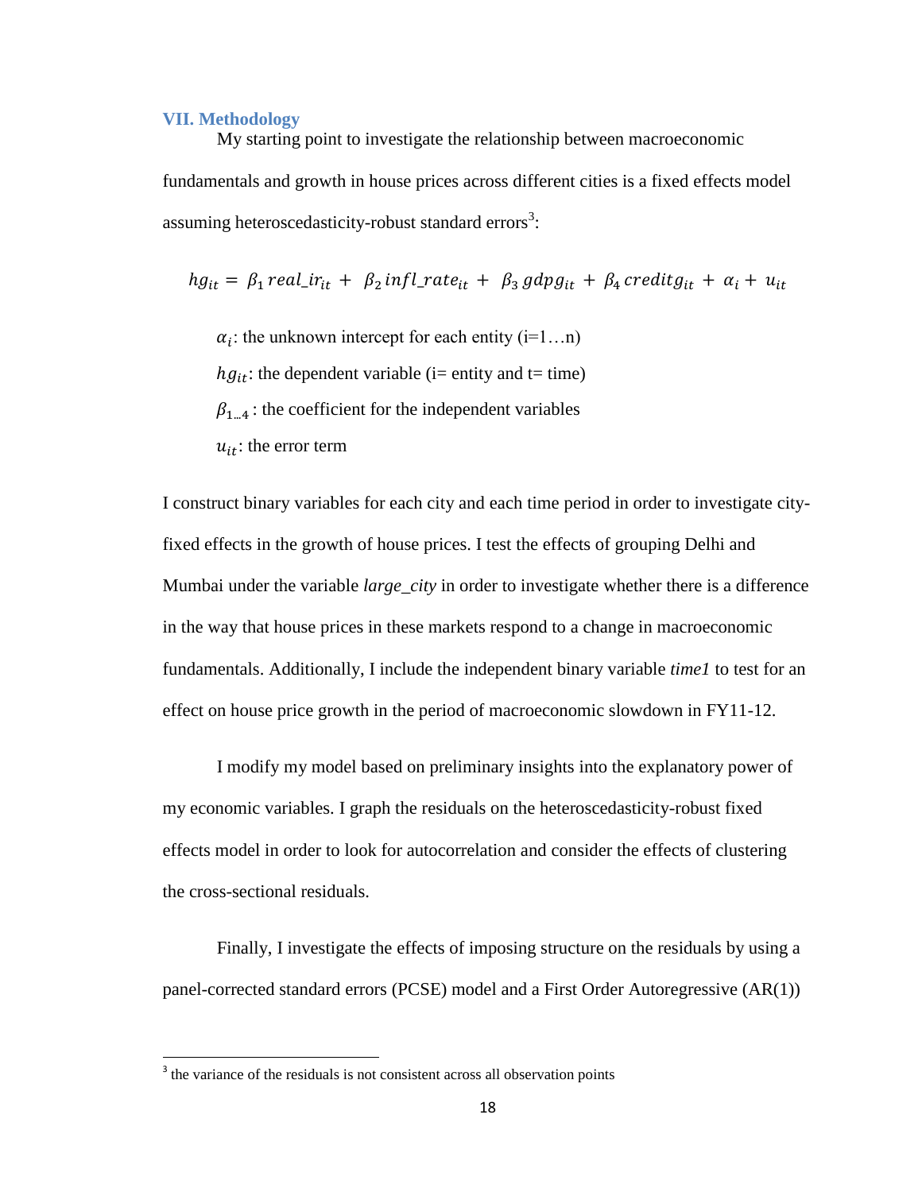## VII. Methodology

My starting point to investigate the relationship between macroeconomic fundamentals and growth in house prices across different cities is a fixed effects model assuming heteroscedasticity-robust standard errors[3]:

$$hg_{it} = \beta_1 \, real\_ir_{it} + \beta_2 \, infl\_rate_{it} + \beta_3 \, gdpg_{it} + \beta_4 \, creditg_{it} + \alpha_i + u_{it}$$

$\alpha_i$: the unknown intercept for each entity (i=1…n)

$hg_{it}$: the dependent variable (i= entity and t= time)

$\beta_{1\ldots4}$ : the coefficient for the independent variables

$u_{it}$: the error term

I construct binary variables for each city and each time period in order to investigate city-fixed effects in the growth of house prices. I test the effects of grouping Delhi and Mumbai under the variable *large_city* in order to investigate whether there is a difference in the way that house prices in these markets respond to a change in macroeconomic fundamentals. Additionally, I include the independent binary variable *time1* to test for an effect on house price growth in the period of macroeconomic slowdown in FY11-12.

I modify my model based on preliminary insights into the explanatory power of my economic variables. I graph the residuals on the heteroscedasticity-robust fixed effects model in order to look for autocorrelation and consider the effects of clustering the cross-sectional residuals.

Finally, I investigate the effects of imposing structure on the residuals by using a panel-corrected standard errors (PCSE) model and a First Order Autoregressive (AR(1))

[3] the variance of the residuals is not consistent across all observation points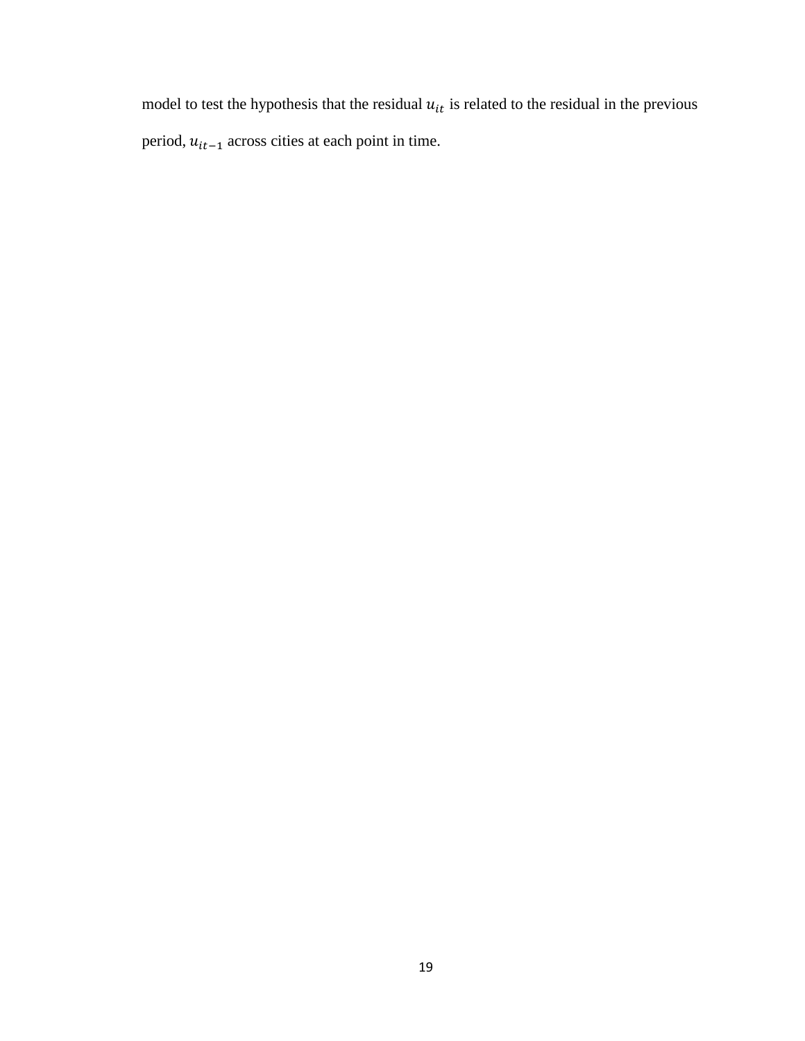model to test the hypothesis that the residual $u_{it}$ is related to the residual in the previous period, $u_{it-1}$ across cities at each point in time.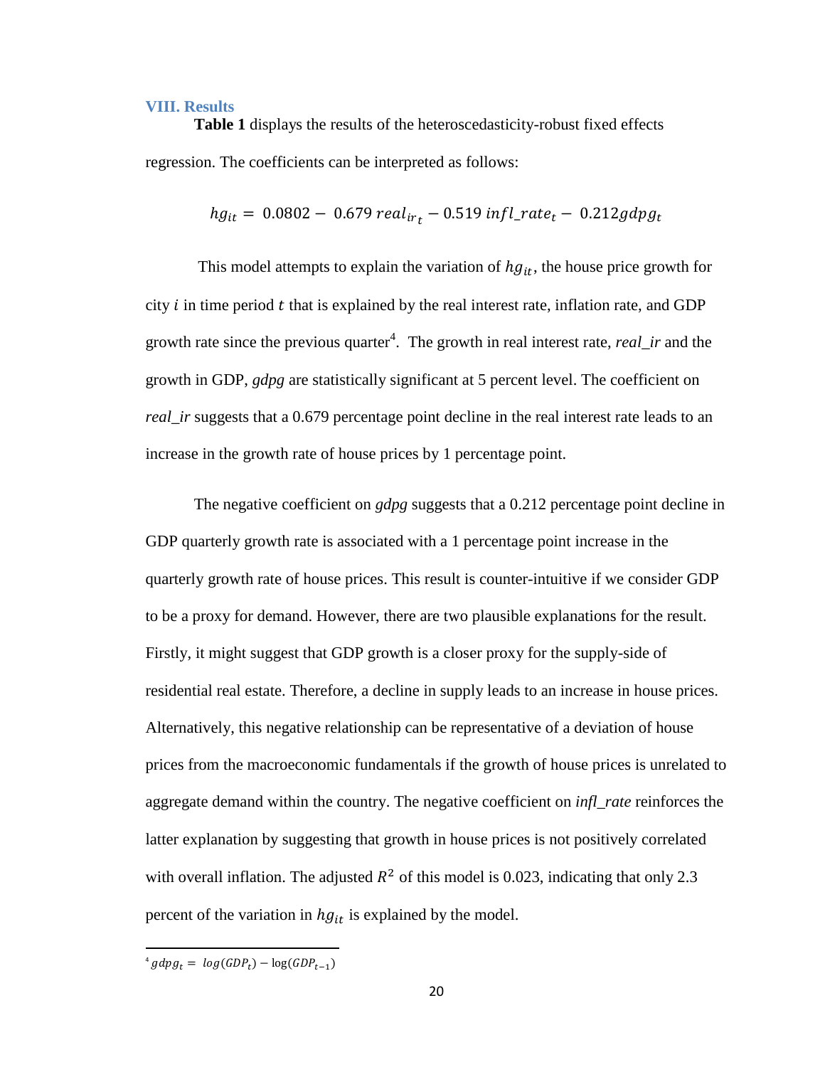## VIII. Results

**Table 1** displays the results of the heteroscedasticity-robust fixed effects regression. The coefficients can be interpreted as follows:

$$hg_{it} = 0.0802 - 0.679\, real_{ir_t} - 0.519\, infl\_rate_t - 0.212 gdpg_t$$

This model attempts to explain the variation of $hg_{it}$, the house price growth for city $i$ in time period $t$ that is explained by the real interest rate, inflation rate, and GDP growth rate since the previous quarter[4]. The growth in real interest rate, *real_ir* and the growth in GDP, *gdpg* are statistically significant at 5 percent level. The coefficient on *real_ir* suggests that a 0.679 percentage point decline in the real interest rate leads to an increase in the growth rate of house prices by 1 percentage point.

The negative coefficient on *gdpg* suggests that a 0.212 percentage point decline in GDP quarterly growth rate is associated with a 1 percentage point increase in the quarterly growth rate of house prices. This result is counter-intuitive if we consider GDP to be a proxy for demand. However, there are two plausible explanations for the result. Firstly, it might suggest that GDP growth is a closer proxy for the supply-side of residential real estate. Therefore, a decline in supply leads to an increase in house prices. Alternatively, this negative relationship can be representative of a deviation of house prices from the macroeconomic fundamentals if the growth of house prices is unrelated to aggregate demand within the country. The negative coefficient on *infl_rate* reinforces the latter explanation by suggesting that growth in house prices is not positively correlated with overall inflation. The adjusted $R^2$ of this model is 0.023, indicating that only 2.3 percent of the variation in $hg_{it}$ is explained by the model.

---

[4] $gdpg_t = log(GDP_t) - \log(GDP_{t-1})$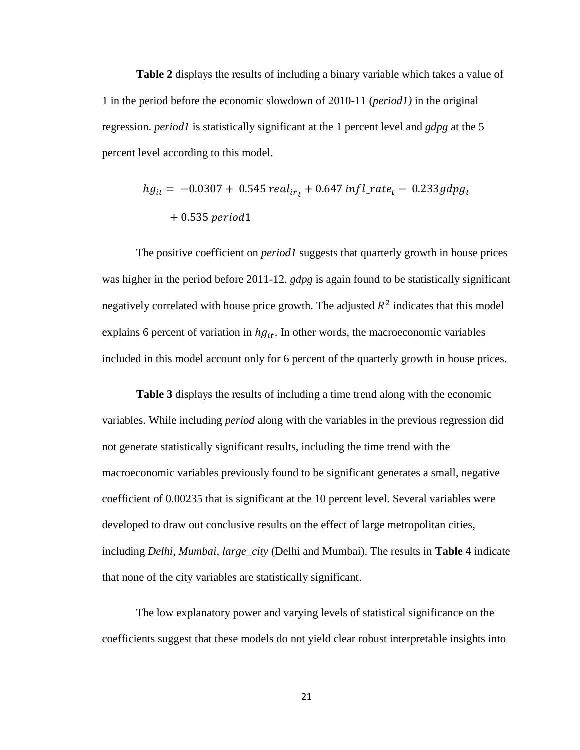**Table 2** displays the results of including a binary variable which takes a value of 1 in the period before the economic slowdown of 2010-11 (*period1)* in the original regression. *period1* is statistically significant at the 1 percent level and *gdpg* at the 5 percent level according to this model.

$$hg_{it} = -0.0307 + 0.545\, real_{ir_t} + 0.647\, infl\_rate_t - 0.233 gdpg_t + 0.535\, period1$$

The positive coefficient on *period1* suggests that quarterly growth in house prices was higher in the period before 2011-12. *gdpg* is again found to be statistically significant negatively correlated with house price growth. The adjusted $R^2$ indicates that this model explains 6 percent of variation in $hg_{it}$. In other words, the macroeconomic variables included in this model account only for 6 percent of the quarterly growth in house prices.

**Table 3** displays the results of including a time trend along with the economic variables. While including *period* along with the variables in the previous regression did not generate statistically significant results, including the time trend with the macroeconomic variables previously found to be significant generates a small, negative coefficient of 0.00235 that is significant at the 10 percent level. Several variables were developed to draw out conclusive results on the effect of large metropolitan cities, including *Delhi*, *Mumbai*, *large_city* (Delhi and Mumbai). The results in **Table 4** indicate that none of the city variables are statistically significant.

The low explanatory power and varying levels of statistical significance on the coefficients suggest that these models do not yield clear robust interpretable insights into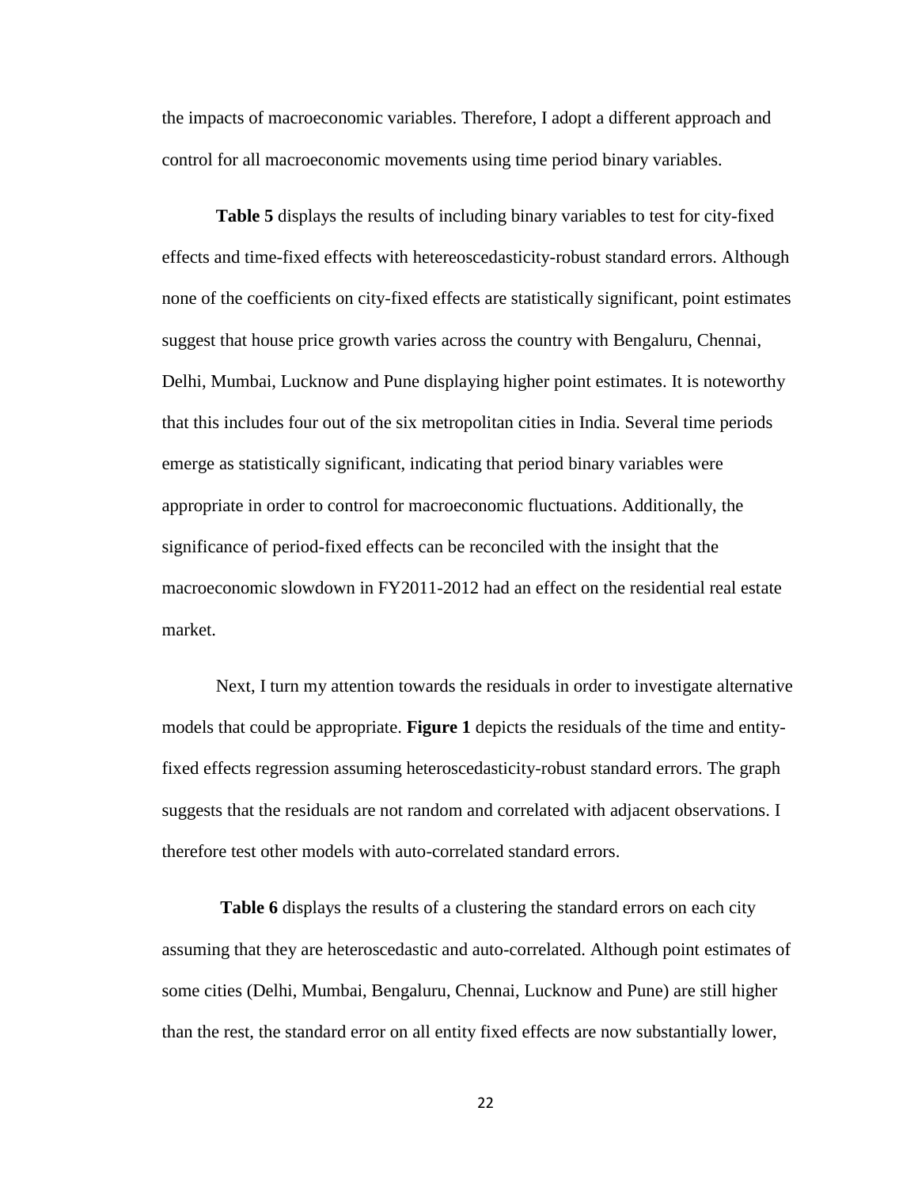the impacts of macroeconomic variables. Therefore, I adopt a different approach and control for all macroeconomic movements using time period binary variables.

**Table 5** displays the results of including binary variables to test for city-fixed effects and time-fixed effects with hetereoscedasticity-robust standard errors. Although none of the coefficients on city-fixed effects are statistically significant, point estimates suggest that house price growth varies across the country with Bengaluru, Chennai, Delhi, Mumbai, Lucknow and Pune displaying higher point estimates. It is noteworthy that this includes four out of the six metropolitan cities in India. Several time periods emerge as statistically significant, indicating that period binary variables were appropriate in order to control for macroeconomic fluctuations. Additionally, the significance of period-fixed effects can be reconciled with the insight that the macroeconomic slowdown in FY2011-2012 had an effect on the residential real estate market.

Next, I turn my attention towards the residuals in order to investigate alternative models that could be appropriate. **Figure 1** depicts the residuals of the time and entity-fixed effects regression assuming heteroscedasticity-robust standard errors. The graph suggests that the residuals are not random and correlated with adjacent observations. I therefore test other models with auto-correlated standard errors.

**Table 6** displays the results of a clustering the standard errors on each city assuming that they are heteroscedastic and auto-correlated. Although point estimates of some cities (Delhi, Mumbai, Bengaluru, Chennai, Lucknow and Pune) are still higher than the rest, the standard error on all entity fixed effects are now substantially lower,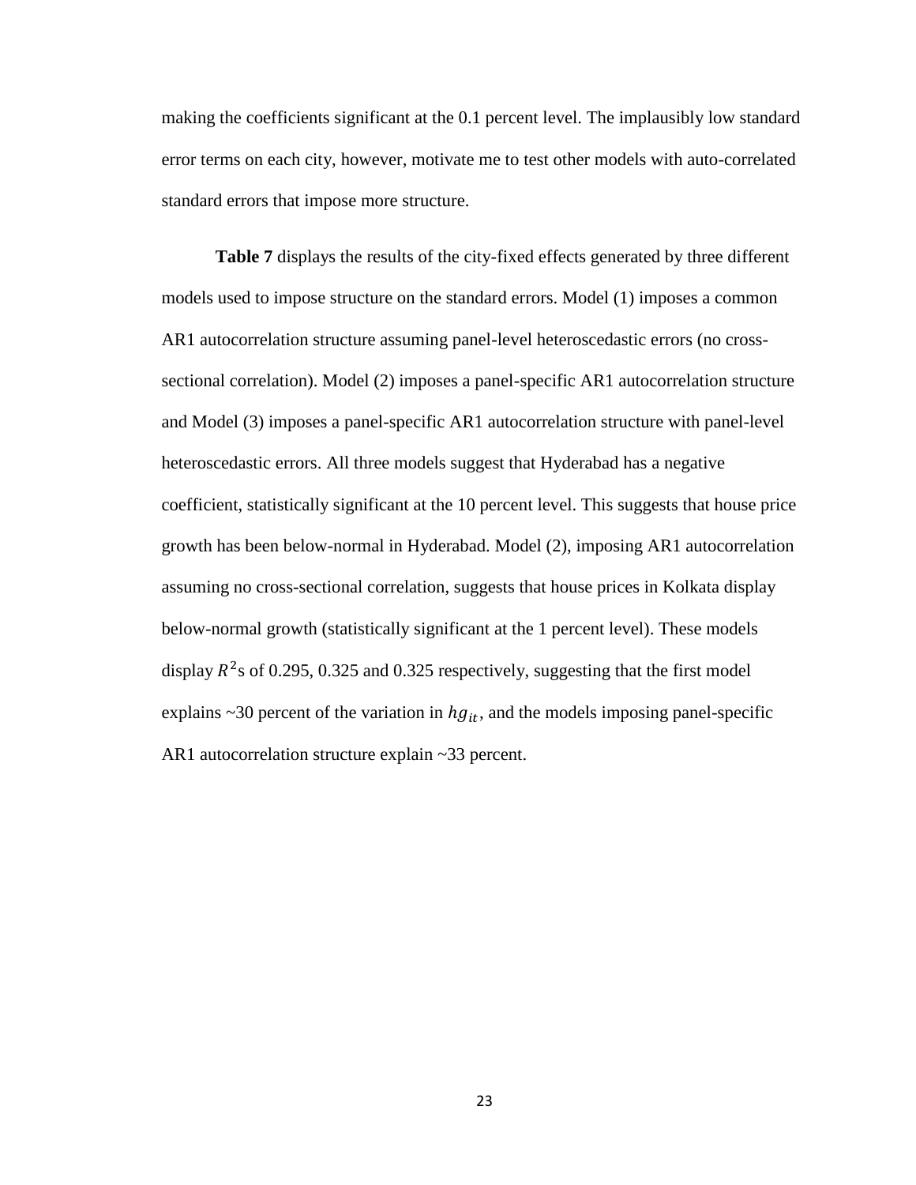making the coefficients significant at the 0.1 percent level. The implausibly low standard error terms on each city, however, motivate me to test other models with auto-correlated standard errors that impose more structure.

**Table 7** displays the results of the city-fixed effects generated by three different models used to impose structure on the standard errors. Model (1) imposes a common AR1 autocorrelation structure assuming panel-level heteroscedastic errors (no cross-sectional correlation). Model (2) imposes a panel-specific AR1 autocorrelation structure and Model (3) imposes a panel-specific AR1 autocorrelation structure with panel-level heteroscedastic errors. All three models suggest that Hyderabad has a negative coefficient, statistically significant at the 10 percent level. This suggests that house price growth has been below-normal in Hyderabad. Model (2), imposing AR1 autocorrelation assuming no cross-sectional correlation, suggests that house prices in Kolkata display below-normal growth (statistically significant at the 1 percent level). These models display $R^2$s of 0.295, 0.325 and 0.325 respectively, suggesting that the first model explains ~30 percent of the variation in $hg_{it}$, and the models imposing panel-specific AR1 autocorrelation structure explain ~33 percent.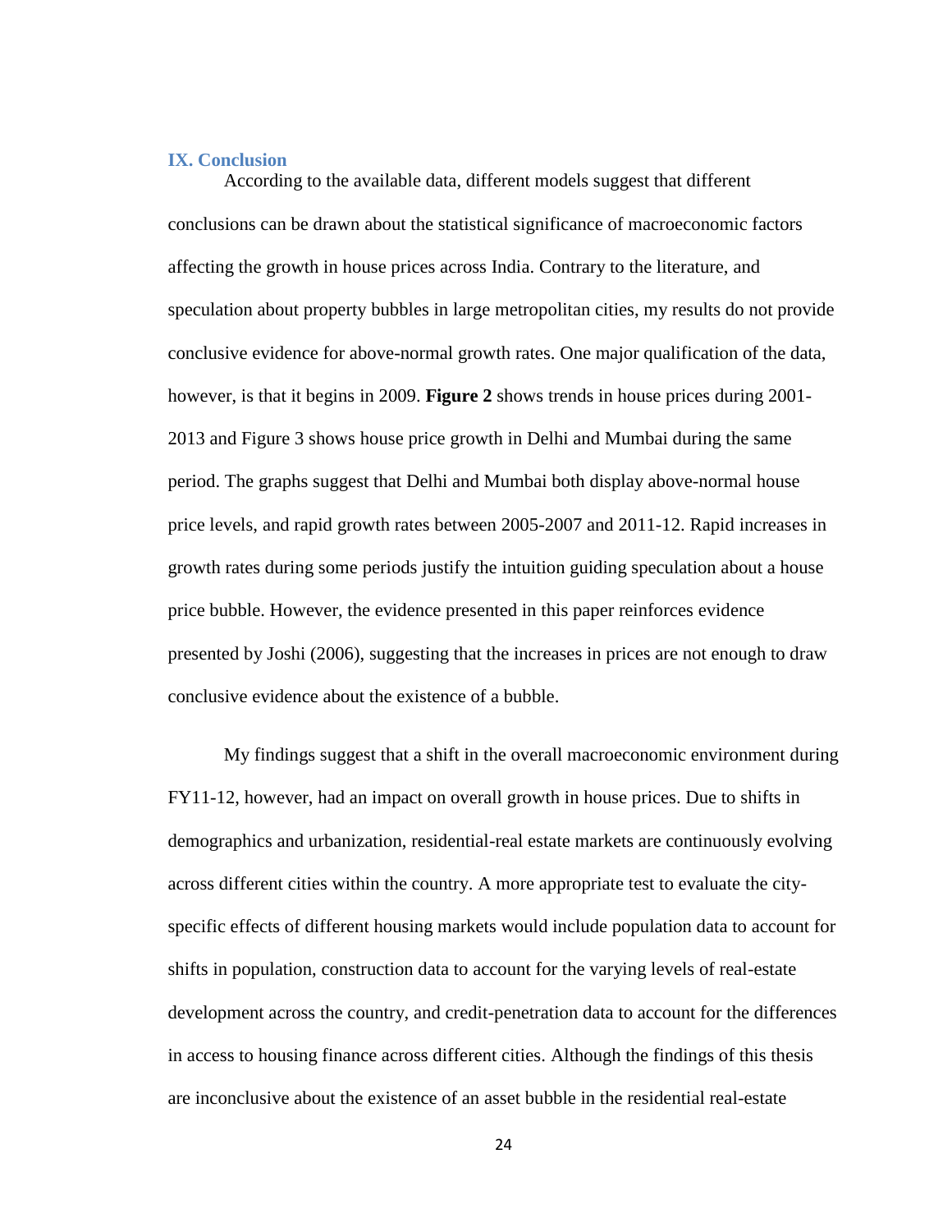## IX. Conclusion

According to the available data, different models suggest that different conclusions can be drawn about the statistical significance of macroeconomic factors affecting the growth in house prices across India. Contrary to the literature, and speculation about property bubbles in large metropolitan cities, my results do not provide conclusive evidence for above-normal growth rates. One major qualification of the data, however, is that it begins in 2009. **Figure 2** shows trends in house prices during 2001-2013 and Figure 3 shows house price growth in Delhi and Mumbai during the same period. The graphs suggest that Delhi and Mumbai both display above-normal house price levels, and rapid growth rates between 2005-2007 and 2011-12. Rapid increases in growth rates during some periods justify the intuition guiding speculation about a house price bubble. However, the evidence presented in this paper reinforces evidence presented by Joshi (2006), suggesting that the increases in prices are not enough to draw conclusive evidence about the existence of a bubble.

My findings suggest that a shift in the overall macroeconomic environment during FY11-12, however, had an impact on overall growth in house prices. Due to shifts in demographics and urbanization, residential-real estate markets are continuously evolving across different cities within the country. A more appropriate test to evaluate the city-specific effects of different housing markets would include population data to account for shifts in population, construction data to account for the varying levels of real-estate development across the country, and credit-penetration data to account for the differences in access to housing finance across different cities. Although the findings of this thesis are inconclusive about the existence of an asset bubble in the residential real-estate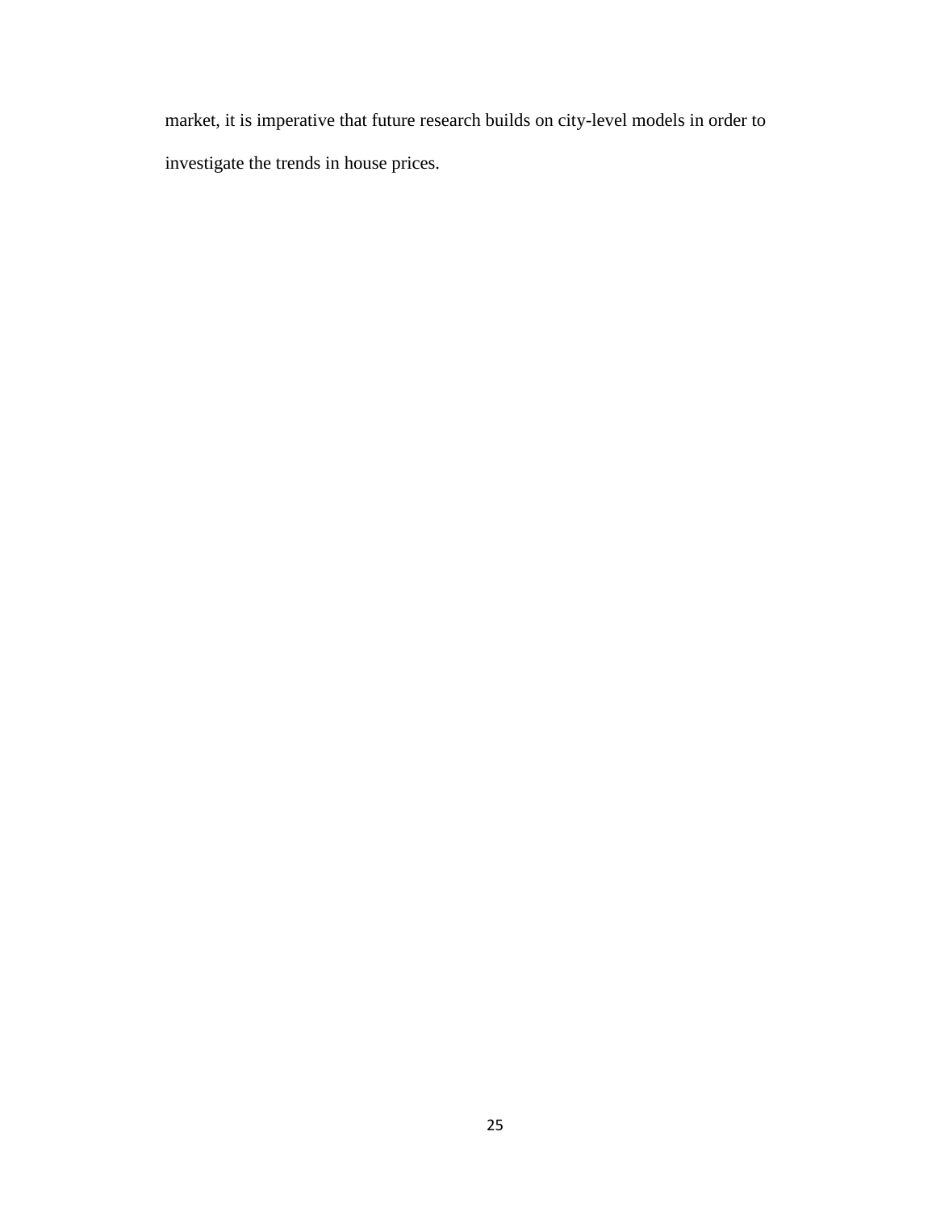market, it is imperative that future research builds on city-level models in order to investigate the trends in house prices.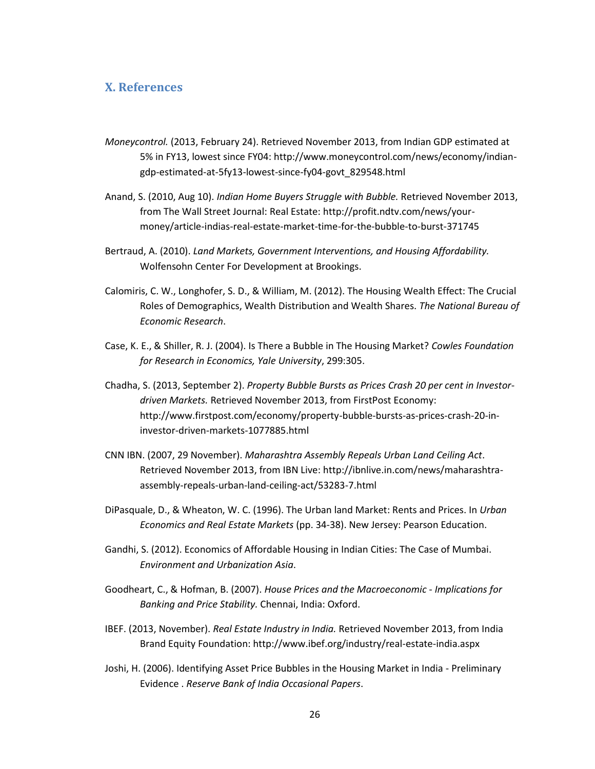## X. References

*Moneycontrol.* (2013, February 24). Retrieved November 2013, from Indian GDP estimated at 5% in FY13, lowest since FY04: http://www.moneycontrol.com/news/economy/indian-gdp-estimated-at-5fy13-lowest-since-fy04-govt_829548.html

Anand, S. (2010, Aug 10). *Indian Home Buyers Struggle with Bubble.* Retrieved November 2013, from The Wall Street Journal: Real Estate: http://profit.ndtv.com/news/your-money/article-indias-real-estate-market-time-for-the-bubble-to-burst-371745

Bertraud, A. (2010). *Land Markets, Government Interventions, and Housing Affordability.* Wolfensohn Center For Development at Brookings.

Calomiris, C. W., Longhofer, S. D., & William, M. (2012). The Housing Wealth Effect: The Crucial Roles of Demographics, Wealth Distribution and Wealth Shares. *The National Bureau of Economic Research*.

Case, K. E., & Shiller, R. J. (2004). Is There a Bubble in The Housing Market? *Cowles Foundation for Research in Economics, Yale University*, 299:305.

Chadha, S. (2013, September 2). *Property Bubble Bursts as Prices Crash 20 per cent in Investor-driven Markets.* Retrieved November 2013, from FirstPost Economy: http://www.firstpost.com/economy/property-bubble-bursts-as-prices-crash-20-in-investor-driven-markets-1077885.html

CNN IBN. (2007, 29 November). *Maharashtra Assembly Repeals Urban Land Ceiling Act*. Retrieved November 2013, from IBN Live: http://ibnlive.in.com/news/maharashtra-assembly-repeals-urban-land-ceiling-act/53283-7.html

DiPasquale, D., & Wheaton, W. C. (1996). The Urban land Market: Rents and Prices. In *Urban Economics and Real Estate Markets* (pp. 34-38). New Jersey: Pearson Education.

Gandhi, S. (2012). Economics of Affordable Housing in Indian Cities: The Case of Mumbai. *Environment and Urbanization Asia*.

Goodheart, C., & Hofman, B. (2007). *House Prices and the Macroeconomic - Implications for Banking and Price Stability.* Chennai, India: Oxford.

IBEF. (2013, November). *Real Estate Industry in India.* Retrieved November 2013, from India Brand Equity Foundation: http://www.ibef.org/industry/real-estate-india.aspx

Joshi, H. (2006). Identifying Asset Price Bubbles in the Housing Market in India - Preliminary Evidence . *Reserve Bank of India Occasional Papers*.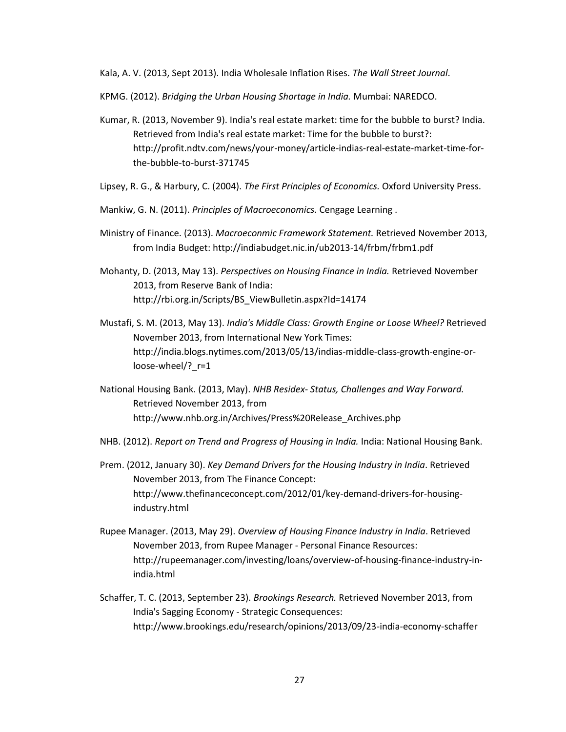Kala, A. V. (2013, Sept 2013). India Wholesale Inflation Rises. *The Wall Street Journal*.

KPMG. (2012). *Bridging the Urban Housing Shortage in India.* Mumbai: NAREDCO.

Kumar, R. (2013, November 9). India's real estate market: time for the bubble to burst? India. Retrieved from India's real estate market: Time for the bubble to burst?: http://profit.ndtv.com/news/your-money/article-indias-real-estate-market-time-for-the-bubble-to-burst-371745

Lipsey, R. G., & Harbury, C. (2004). *The First Principles of Economics.* Oxford University Press.

Mankiw, G. N. (2011). *Principles of Macroeconomics.* Cengage Learning .

Ministry of Finance. (2013). *Macroeconmic Framework Statement.* Retrieved November 2013, from India Budget: http://indiabudget.nic.in/ub2013-14/frbm/frbm1.pdf

Mohanty, D. (2013, May 13). *Perspectives on Housing Finance in India.* Retrieved November 2013, from Reserve Bank of India: http://rbi.org.in/Scripts/BS_ViewBulletin.aspx?Id=14174

Mustafi, S. M. (2013, May 13). *India's Middle Class: Growth Engine or Loose Wheel?* Retrieved November 2013, from International New York Times: http://india.blogs.nytimes.com/2013/05/13/indias-middle-class-growth-engine-or-loose-wheel/?_r=1

National Housing Bank. (2013, May). *NHB Residex- Status, Challenges and Way Forward.* Retrieved November 2013, from http://www.nhb.org.in/Archives/Press%20Release_Archives.php

NHB. (2012). *Report on Trend and Progress of Housing in India.* India: National Housing Bank.

Prem. (2012, January 30). *Key Demand Drivers for the Housing Industry in India*. Retrieved November 2013, from The Finance Concept: http://www.thefinanceconcept.com/2012/01/key-demand-drivers-for-housing-industry.html

Rupee Manager. (2013, May 29). *Overview of Housing Finance Industry in India*. Retrieved November 2013, from Rupee Manager - Personal Finance Resources: http://rupeemanager.com/investing/loans/overview-of-housing-finance-industry-in-india.html

Schaffer, T. C. (2013, September 23). *Brookings Research.* Retrieved November 2013, from India's Sagging Economy - Strategic Consequences: http://www.brookings.edu/research/opinions/2013/09/23-india-economy-schaffer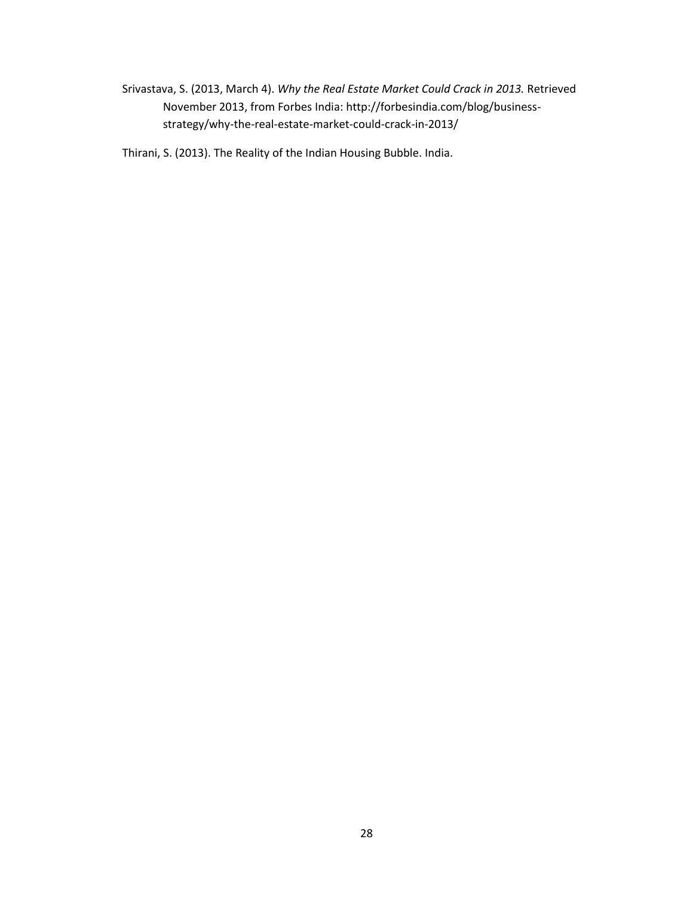Srivastava, S. (2013, March 4). *Why the Real Estate Market Could Crack in 2013.* Retrieved November 2013, from Forbes India: http://forbesindia.com/blog/business-strategy/why-the-real-estate-market-could-crack-in-2013/

Thirani, S. (2013). The Reality of the Indian Housing Bubble. India.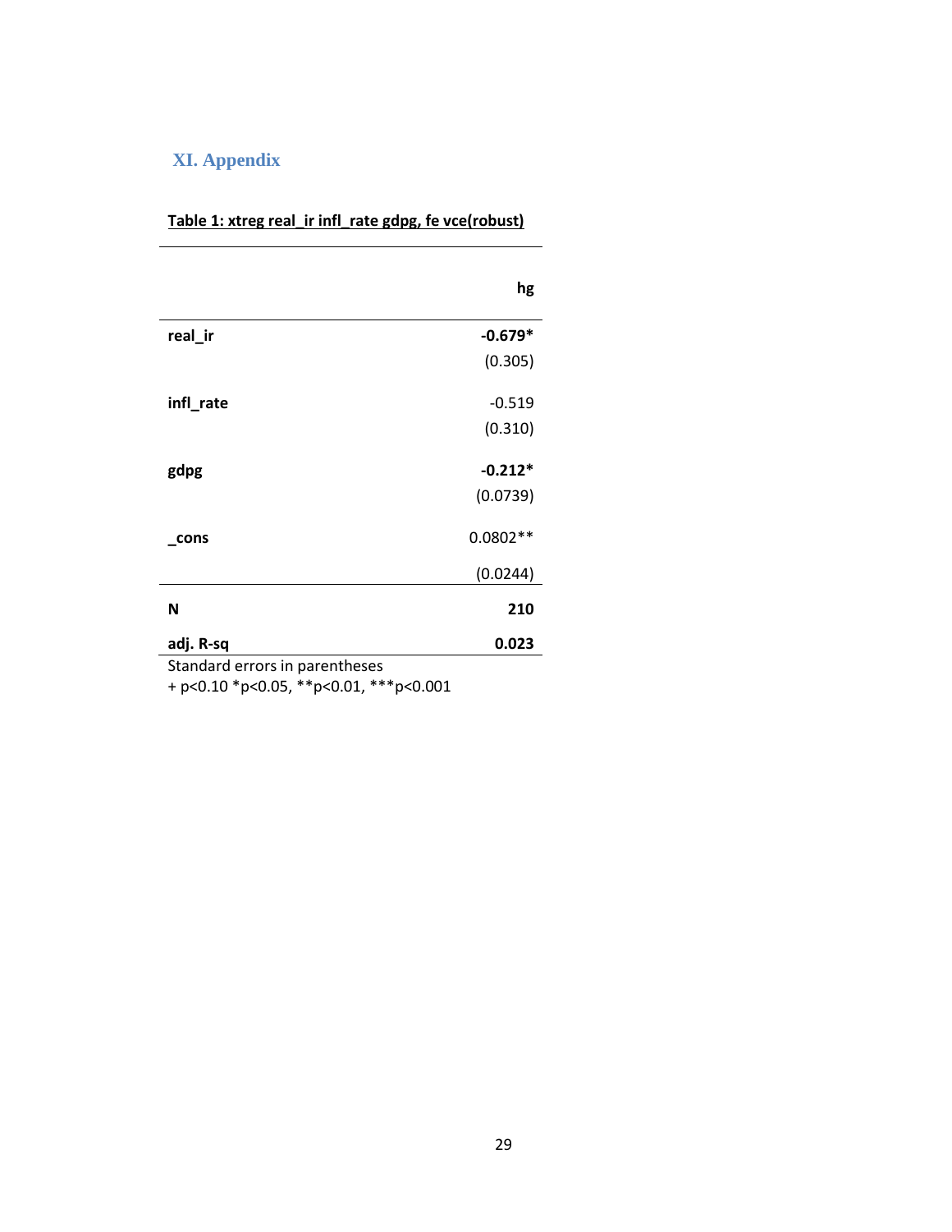## XI. Appendix

**Table 1: xtreg real_ir infl_rate gdpg, fe vce(robust)**

| | **hg** |
|---|---|
| **real_ir** | **-0.679*** |
| | (0.305) |
| **infl_rate** | -0.519 |
| | (0.310) |
| **gdpg** | **-0.212*** |
| | (0.0739) |
| **_cons** | 0.0802** |
| | (0.0244) |
| **N** | **210** |
| **adj. R-sq** | **0.023** |

Standard errors in parentheses
+ p<0.10 *p<0.05, **p<0.01, ***p<0.001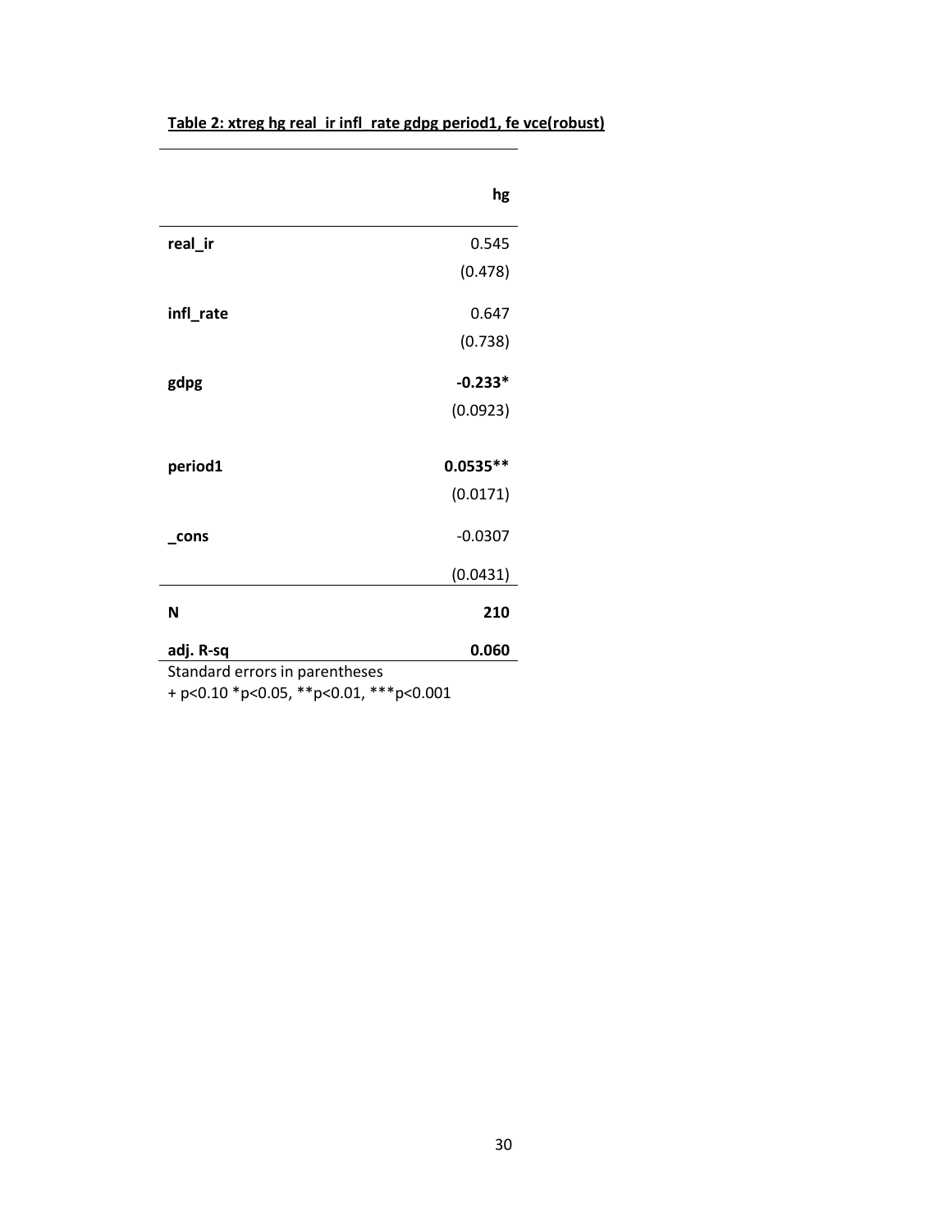**Table 2: xtreg hg real_ir infl_rate gdpg period1, fe vce(robust)**

| | hg |
|---|---|
| **real_ir** | 0.545 |
| | (0.478) |
| **infl_rate** | 0.647 |
| | (0.738) |
| **gdpg** | **-0.233*** |
| | (0.0923) |
| **period1** | **0.0535**** |
| | (0.0171) |
| **_cons** | -0.0307 |
| | (0.0431) |
| **N** | **210** |
| **adj. R-sq** | **0.060** |

Standard errors in parentheses
+ p<0.10 *p<0.05, **p<0.01, ***p<0.001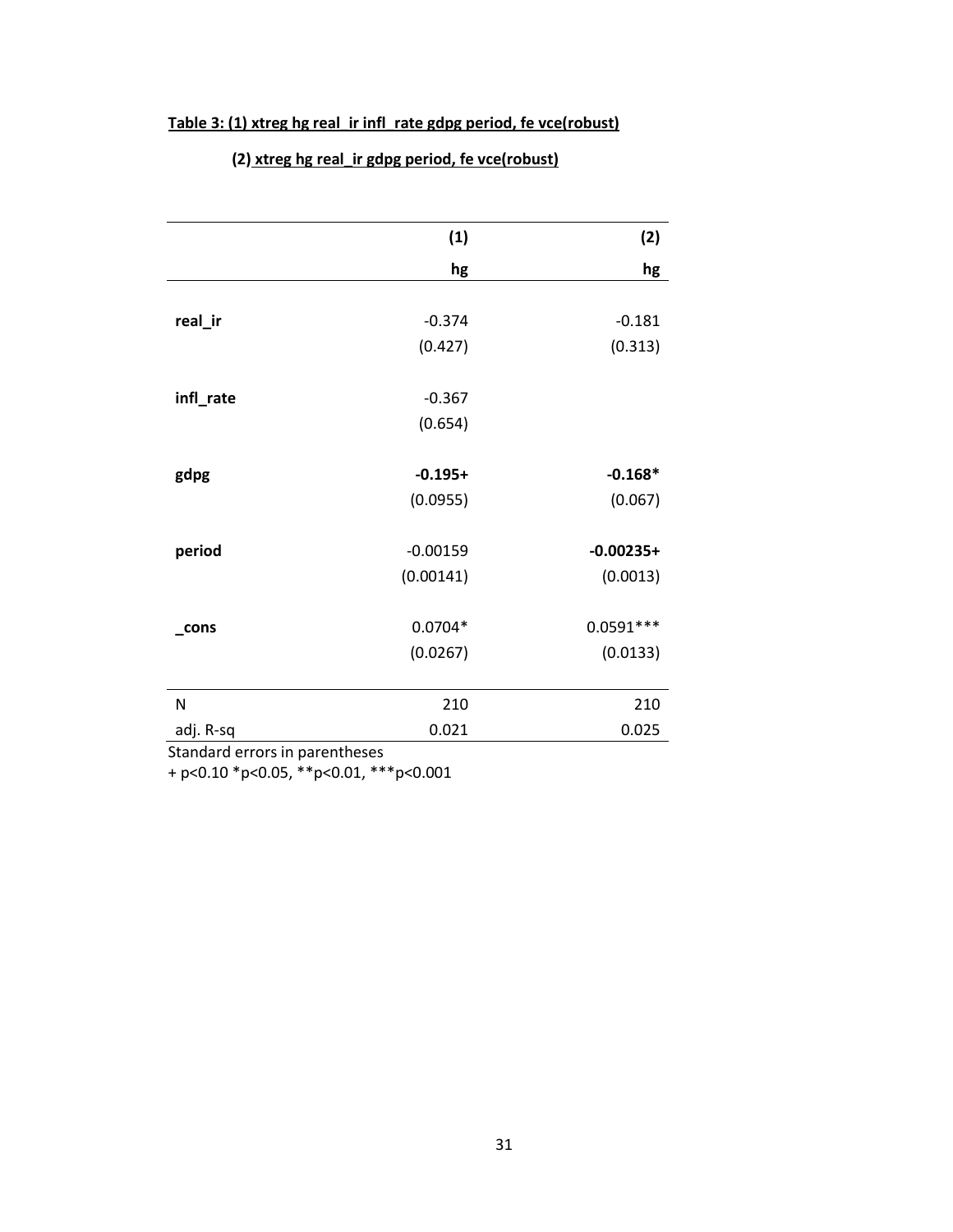**Table 3: (1) xtreg hg real_ir infl_rate gdpg period, fe vce(robust)**

**(2) xtreg hg real_ir gdpg period, fe vce(robust)**

| | (1) | (2) |
|---|---|---|
| | hg | hg |
| **real_ir** | -0.374 | -0.181 |
| | (0.427) | (0.313) |
| **infl_rate** | -0.367 | |
| | (0.654) | |
| **gdpg** | **-0.195+** | **-0.168*** |
| | (0.0955) | (0.067) |
| **period** | -0.00159 | **-0.00235+** |
| | (0.00141) | (0.0013) |
| **_cons** | 0.0704* | 0.0591*** |
| | (0.0267) | (0.0133) |
| N | 210 | 210 |
| adj. R-sq | 0.021 | 0.025 |

Standard errors in parentheses

+ p<0.10 *p<0.05, **p<0.01, ***p<0.001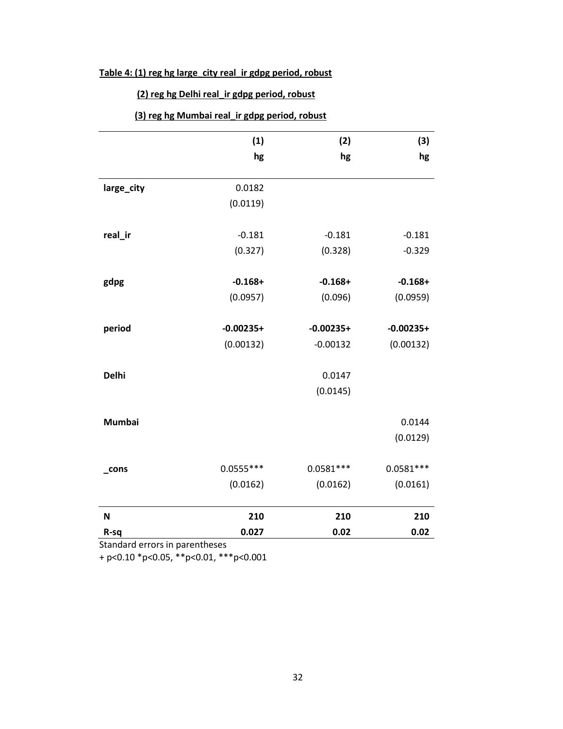**Table 4: (1) reg hg large_city real_ir gdpg period, robust**

**(2) reg hg Delhi real_ir gdpg period, robust**

**(3) reg hg Mumbai real_ir gdpg period, robust**

| | (1) | (2) | (3) |
|---|---|---|---|
| | **hg** | **hg** | **hg** |
| **large_city** | 0.0182 | | |
| | (0.0119) | | |
| **real_ir** | -0.181 | -0.181 | -0.181 |
| | (0.327) | (0.328) | -0.329 |
| **gdpg** | **-0.168+** | **-0.168+** | **-0.168+** |
| | (0.0957) | (0.096) | (0.0959) |
| **period** | **-0.00235+** | **-0.00235+** | **-0.00235+** |
| | (0.00132) | -0.00132 | (0.00132) |
| **Delhi** | | 0.0147 | |
| | | (0.0145) | |
| **Mumbai** | | | 0.0144 |
| | | | (0.0129) |
| **_cons** | 0.0555*** | 0.0581*** | 0.0581*** |
| | (0.0162) | (0.0162) | (0.0161) |
| **N** | **210** | **210** | **210** |
| **R-sq** | **0.027** | **0.02** | **0.02** |

Standard errors in parentheses
+ p<0.10 *p<0.05, **p<0.01, ***p<0.001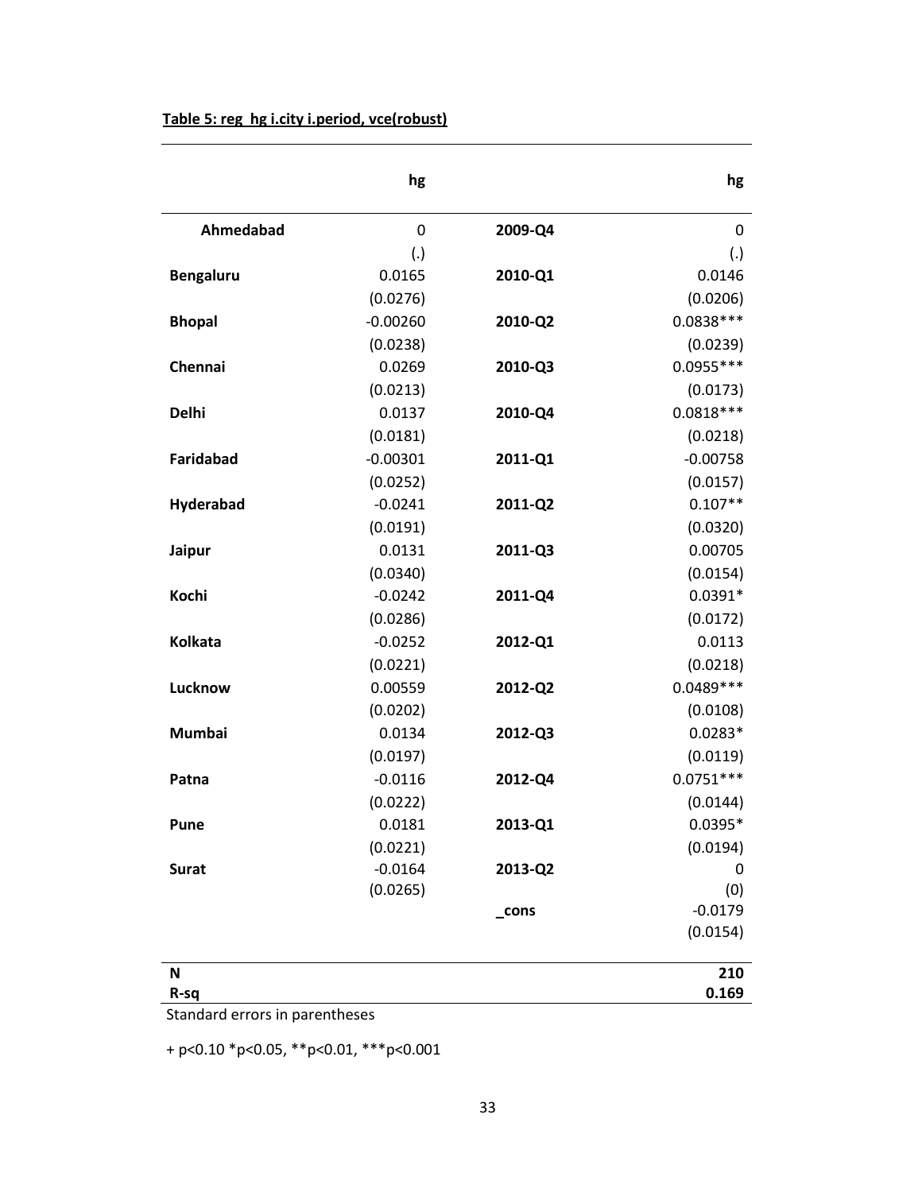**Table 5: reg hg i.city i.period, vce(robust)**

| | hg | | hg |
|---|---|---|---|
| **Ahmedabad** | 0 | **2009-Q4** | 0 |
| | (.) | | (.) |
| **Bengaluru** | 0.0165 | **2010-Q1** | 0.0146 |
| | (0.0276) | | (0.0206) |
| **Bhopal** | -0.00260 | **2010-Q2** | 0.0838*** |
| | (0.0238) | | (0.0239) |
| **Chennai** | 0.0269 | **2010-Q3** | 0.0955*** |
| | (0.0213) | | (0.0173) |
| **Delhi** | 0.0137 | **2010-Q4** | 0.0818*** |
| | (0.0181) | | (0.0218) |
| **Faridabad** | -0.00301 | **2011-Q1** | -0.00758 |
| | (0.0252) | | (0.0157) |
| **Hyderabad** | -0.0241 | **2011-Q2** | 0.107** |
| | (0.0191) | | (0.0320) |
| **Jaipur** | 0.0131 | **2011-Q3** | 0.00705 |
| | (0.0340) | | (0.0154) |
| **Kochi** | -0.0242 | **2011-Q4** | 0.0391* |
| | (0.0286) | | (0.0172) |
| **Kolkata** | -0.0252 | **2012-Q1** | 0.0113 |
| | (0.0221) | | (0.0218) |
| **Lucknow** | 0.00559 | **2012-Q2** | 0.0489*** |
| | (0.0202) | | (0.0108) |
| **Mumbai** | 0.0134 | **2012-Q3** | 0.0283* |
| | (0.0197) | | (0.0119) |
| **Patna** | -0.0116 | **2012-Q4** | 0.0751*** |
| | (0.0222) | | (0.0144) |
| **Pune** | 0.0181 | **2013-Q1** | 0.0395* |
| | (0.0221) | | (0.0194) |
| **Surat** | -0.0164 | **2013-Q2** | 0 |
| | (0.0265) | | (0) |
| | | **_cons** | -0.0179 |
| | | | (0.0154) |
| **N** | | | **210** |
| **R-sq** | | | **0.169** |

Standard errors in parentheses

+ p<0.10 *p<0.05, **p<0.01, ***p<0.001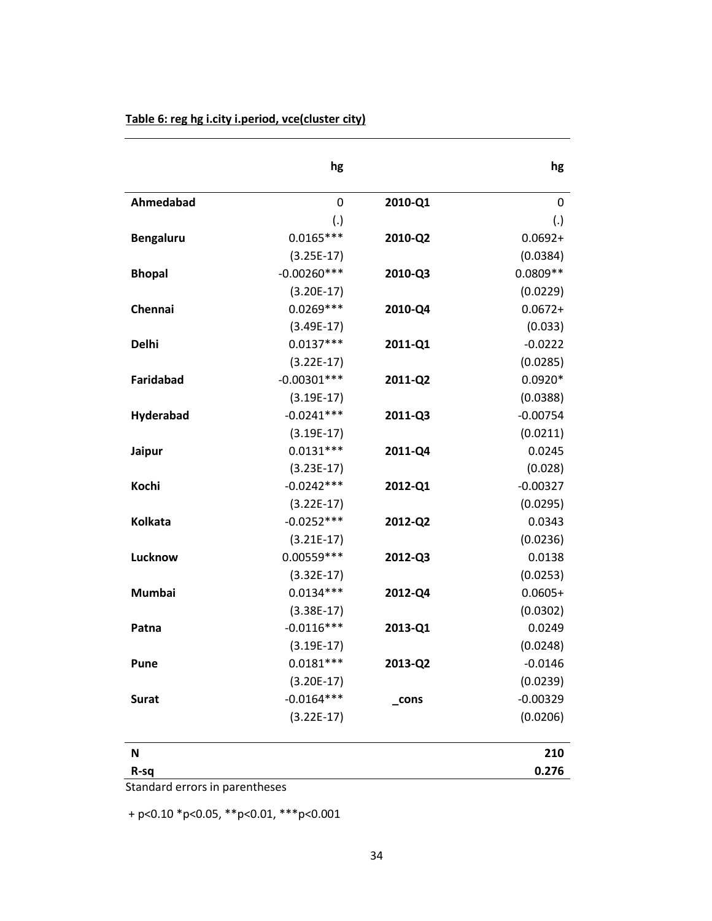**Table 6: reg hg i.city i.period, vce(cluster city)**

| | hg | | hg |
|---|---|---|---|
| **Ahmedabad** | 0 | **2010-Q1** | 0 |
| | (.) | | (.) |
| **Bengaluru** | 0.0165*** | **2010-Q2** | 0.0692+ |
| | (3.25E-17) | | (0.0384) |
| **Bhopal** | -0.00260*** | **2010-Q3** | 0.0809** |
| | (3.20E-17) | | (0.0229) |
| **Chennai** | 0.0269*** | **2010-Q4** | 0.0672+ |
| | (3.49E-17) | | (0.033) |
| **Delhi** | 0.0137*** | **2011-Q1** | -0.0222 |
| | (3.22E-17) | | (0.0285) |
| **Faridabad** | -0.00301*** | **2011-Q2** | 0.0920* |
| | (3.19E-17) | | (0.0388) |
| **Hyderabad** | -0.0241*** | **2011-Q3** | -0.00754 |
| | (3.19E-17) | | (0.0211) |
| **Jaipur** | 0.0131*** | **2011-Q4** | 0.0245 |
| | (3.23E-17) | | (0.028) |
| **Kochi** | -0.0242*** | **2012-Q1** | -0.00327 |
| | (3.22E-17) | | (0.0295) |
| **Kolkata** | -0.0252*** | **2012-Q2** | 0.0343 |
| | (3.21E-17) | | (0.0236) |
| **Lucknow** | 0.00559*** | **2012-Q3** | 0.0138 |
| | (3.32E-17) | | (0.0253) |
| **Mumbai** | 0.0134*** | **2012-Q4** | 0.0605+ |
| | (3.38E-17) | | (0.0302) |
| **Patna** | -0.0116*** | **2013-Q1** | 0.0249 |
| | (3.19E-17) | | (0.0248) |
| **Pune** | 0.0181*** | **2013-Q2** | -0.0146 |
| | (3.20E-17) | | (0.0239) |
| **Surat** | -0.0164*** | **_cons** | -0.00329 |
| | (3.22E-17) | | (0.0206) |
| **N** | | | **210** |
| **R-sq** | | | **0.276** |

Standard errors in parentheses

+ p<0.10 *p<0.05, **p<0.01, ***p<0.001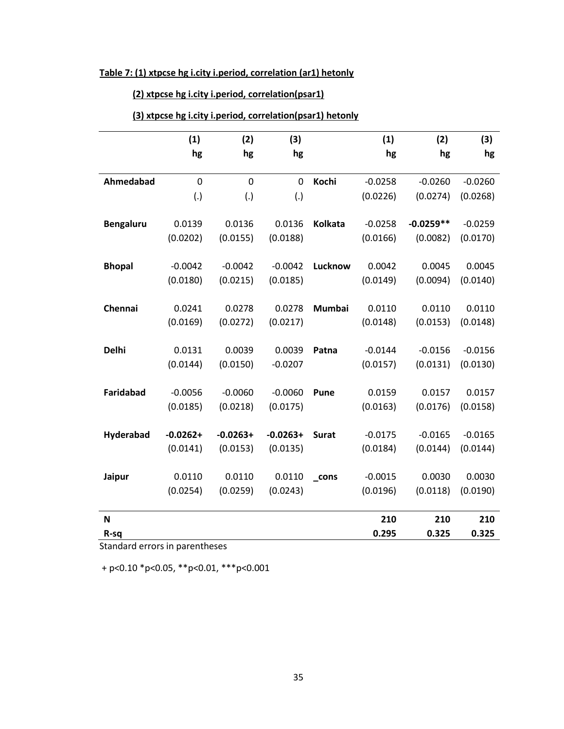**Table 7: (1) xtpcse hg i.city i.period, correlation (ar1) hetonly**

**(2) xtpcse hg i.city i.period, correlation(psar1)**

**(3) xtpcse hg i.city i.period, correlation(psar1) hetonly**

| | (1) | (2) | (3) | | (1) | (2) | (3) |
|---|---|---|---|---|---|---|---|
| | hg | hg | hg | | hg | hg | hg |
| **Ahmedabad** | 0 | 0 | 0 | **Kochi** | -0.0258 | -0.0260 | -0.0260 |
| | (.) | (.) | (.) | | (0.0226) | (0.0274) | (0.0268) |
| **Bengaluru** | 0.0139 | 0.0136 | 0.0136 | **Kolkata** | -0.0258 | **-0.0259**** | -0.0259 |
| | (0.0202) | (0.0155) | (0.0188) | | (0.0166) | (0.0082) | (0.0170) |
| **Bhopal** | -0.0042 | -0.0042 | -0.0042 | **Lucknow** | 0.0042 | 0.0045 | 0.0045 |
| | (0.0180) | (0.0215) | (0.0185) | | (0.0149) | (0.0094) | (0.0140) |
| **Chennai** | 0.0241 | 0.0278 | 0.0278 | **Mumbai** | 0.0110 | 0.0110 | 0.0110 |
| | (0.0169) | (0.0272) | (0.0217) | | (0.0148) | (0.0153) | (0.0148) |
| **Delhi** | 0.0131 | 0.0039 | 0.0039 | **Patna** | -0.0144 | -0.0156 | -0.0156 |
| | (0.0144) | (0.0150) | -0.0207 | | (0.0157) | (0.0131) | (0.0130) |
| **Faridabad** | -0.0056 | -0.0060 | -0.0060 | **Pune** | 0.0159 | 0.0157 | 0.0157 |
| | (0.0185) | (0.0218) | (0.0175) | | (0.0163) | (0.0176) | (0.0158) |
| **Hyderabad** | **-0.0262+** | **-0.0263+** | **-0.0263+** | **Surat** | -0.0175 | -0.0165 | -0.0165 |
| | (0.0141) | (0.0153) | (0.0135) | | (0.0184) | (0.0144) | (0.0144) |
| **Jaipur** | 0.0110 | 0.0110 | 0.0110 | **_cons** | -0.0015 | 0.0030 | 0.0030 |
| | (0.0254) | (0.0259) | (0.0243) | | (0.0196) | (0.0118) | (0.0190) |
| **N** | | | | | **210** | **210** | **210** |
| **R-sq** | | | | | **0.295** | **0.325** | **0.325** |

Standard errors in parentheses

+ p<0.10 *p<0.05, **p<0.01, ***p<0.001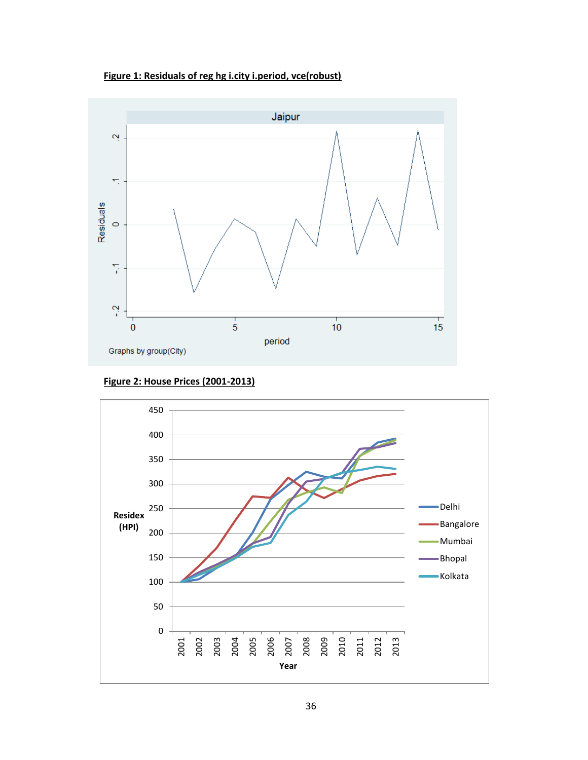**Figure 1: Residuals of reg hg i.city i.period, vce(robust)**

**Figure 2: House Prices (2001-2013)**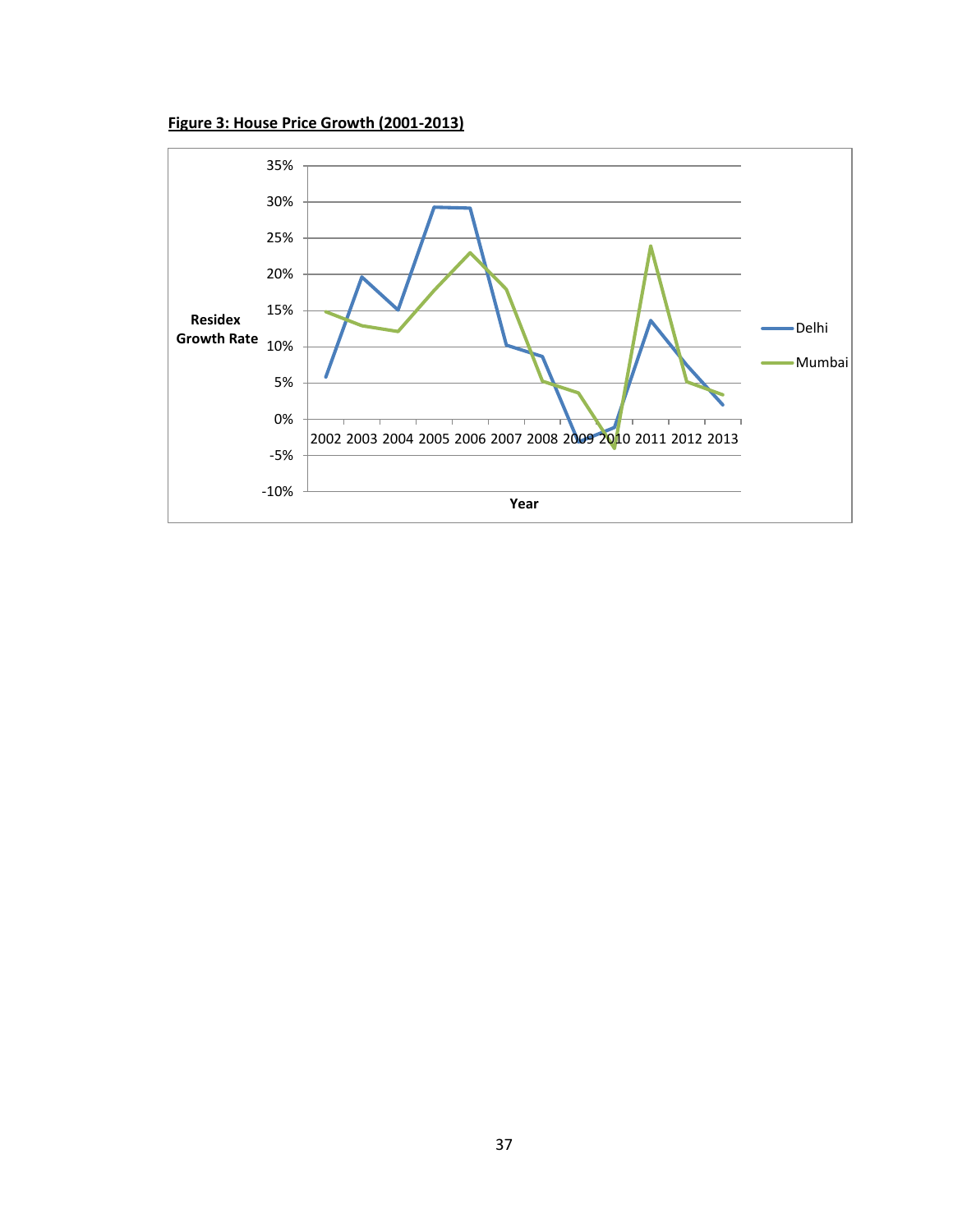**Figure 3: House Price Growth (2001-2013)**

35%
30%
25%
20%
15%
10%
5%
0%
-5%
-10%

Residex Growth Rate

2002 2003 2004 2005 2006 2007 2008 2009 2010 2011 2012 2013

Year

Delhi
Mumbai